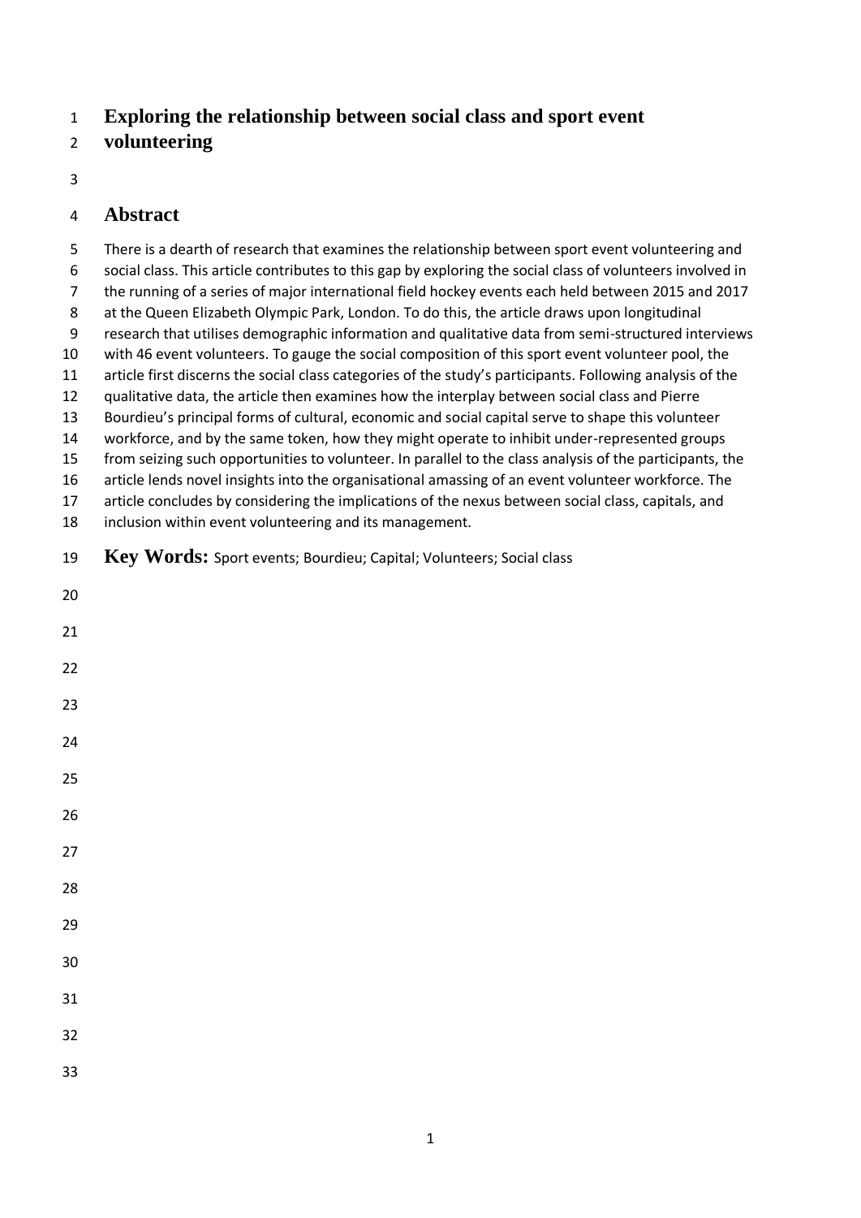# Exploring the relationship between social class and sport event volunteering

## Abstract

There is a dearth of research that examines the relationship between sport event volunteering and social class. This article contributes to this gap by exploring the social class of volunteers involved in the running of a series of major international field hockey events each held between 2015 and 2017 at the Queen Elizabeth Olympic Park, London. To do this, the article draws upon longitudinal research that utilises demographic information and qualitative data from semi-structured interviews with 46 event volunteers. To gauge the social composition of this sport event volunteer pool, the article first discerns the social class categories of the study's participants. Following analysis of the qualitative data, the article then examines how the interplay between social class and Pierre Bourdieu's principal forms of cultural, economic and social capital serve to shape this volunteer workforce, and by the same token, how they might operate to inhibit under-represented groups from seizing such opportunities to volunteer. In parallel to the class analysis of the participants, the article lends novel insights into the organisational amassing of an event volunteer workforce. The article concludes by considering the implications of the nexus between social class, capitals, and inclusion within event volunteering and its management.

**Key Words:** Sport events; Bourdieu; Capital; Volunteers; Social class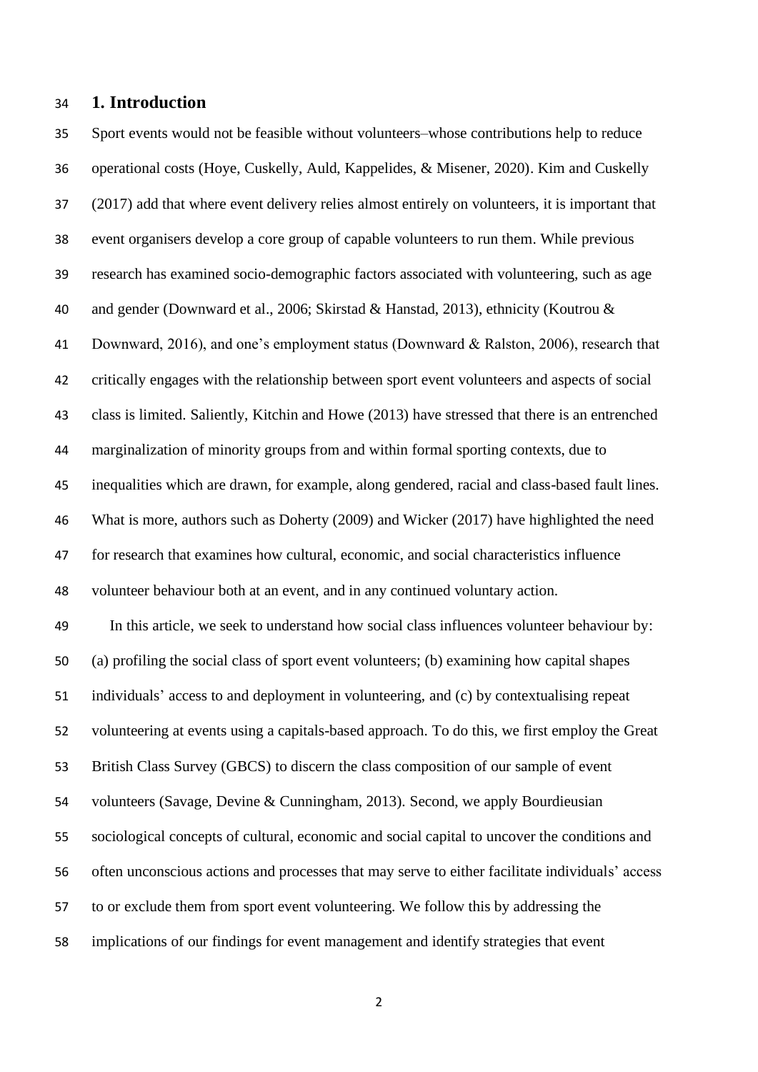## 1. Introduction

Sport events would not be feasible without volunteers–whose contributions help to reduce operational costs (Hoye, Cuskelly, Auld, Kappelides, & Misener, 2020). Kim and Cuskelly (2017) add that where event delivery relies almost entirely on volunteers, it is important that event organisers develop a core group of capable volunteers to run them. While previous research has examined socio-demographic factors associated with volunteering, such as age and gender (Downward et al., 2006; Skirstad & Hanstad, 2013), ethnicity (Koutrou & Downward, 2016), and one's employment status (Downward & Ralston, 2006), research that critically engages with the relationship between sport event volunteers and aspects of social class is limited. Saliently, Kitchin and Howe (2013) have stressed that there is an entrenched marginalization of minority groups from and within formal sporting contexts, due to inequalities which are drawn, for example, along gendered, racial and class-based fault lines. What is more, authors such as Doherty (2009) and Wicker (2017) have highlighted the need for research that examines how cultural, economic, and social characteristics influence volunteer behaviour both at an event, and in any continued voluntary action.

In this article, we seek to understand how social class influences volunteer behaviour by: (a) profiling the social class of sport event volunteers; (b) examining how capital shapes individuals' access to and deployment in volunteering, and (c) by contextualising repeat volunteering at events using a capitals-based approach. To do this, we first employ the Great British Class Survey (GBCS) to discern the class composition of our sample of event volunteers (Savage, Devine & Cunningham, 2013). Second, we apply Bourdieusian sociological concepts of cultural, economic and social capital to uncover the conditions and often unconscious actions and processes that may serve to either facilitate individuals' access to or exclude them from sport event volunteering. We follow this by addressing the implications of our findings for event management and identify strategies that event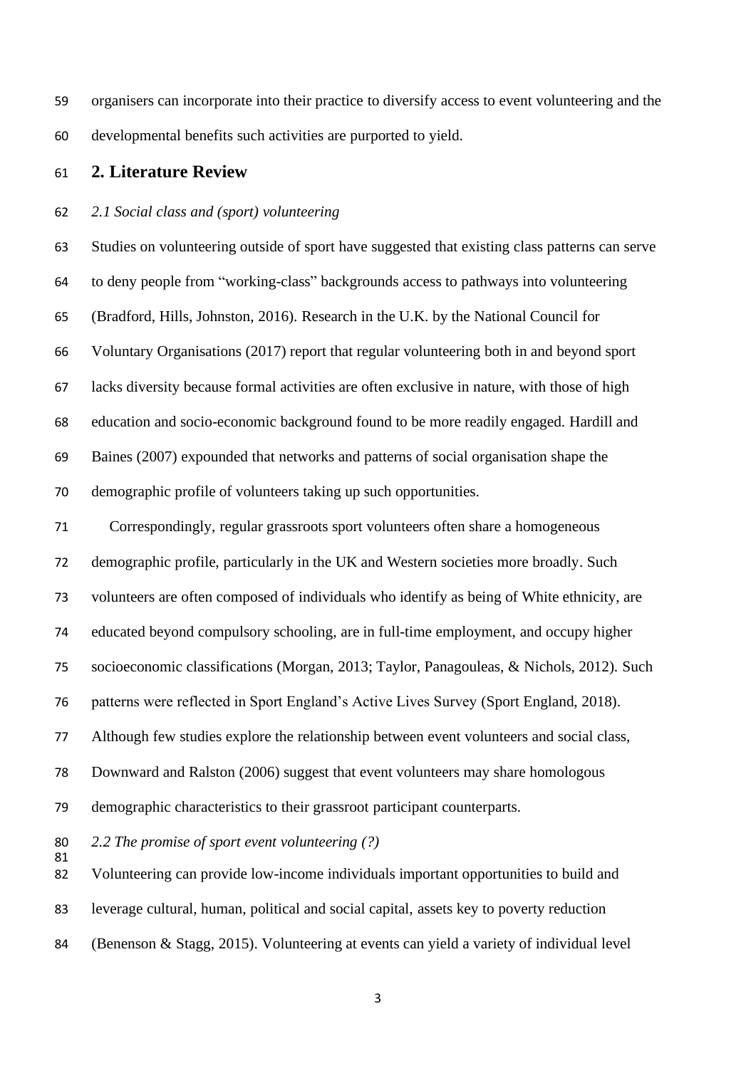organisers can incorporate into their practice to diversify access to event volunteering and the developmental benefits such activities are purported to yield.

## 2. Literature Review

*2.1 Social class and (sport) volunteering*

Studies on volunteering outside of sport have suggested that existing class patterns can serve to deny people from "working-class" backgrounds access to pathways into volunteering (Bradford, Hills, Johnston, 2016). Research in the U.K. by the National Council for Voluntary Organisations (2017) report that regular volunteering both in and beyond sport lacks diversity because formal activities are often exclusive in nature, with those of high education and socio-economic background found to be more readily engaged. Hardill and Baines (2007) expounded that networks and patterns of social organisation shape the demographic profile of volunteers taking up such opportunities.

Correspondingly, regular grassroots sport volunteers often share a homogeneous demographic profile, particularly in the UK and Western societies more broadly. Such volunteers are often composed of individuals who identify as being of White ethnicity, are educated beyond compulsory schooling, are in full-time employment, and occupy higher socioeconomic classifications (Morgan, 2013; Taylor, Panagouleas, & Nichols, 2012). Such patterns were reflected in Sport England's Active Lives Survey (Sport England, 2018). Although few studies explore the relationship between event volunteers and social class, Downward and Ralston (2006) suggest that event volunteers may share homologous demographic characteristics to their grassroot participant counterparts.

*2.2 The promise of sport event volunteering (?)*

Volunteering can provide low-income individuals important opportunities to build and leverage cultural, human, political and social capital, assets key to poverty reduction (Benenson & Stagg, 2015). Volunteering at events can yield a variety of individual level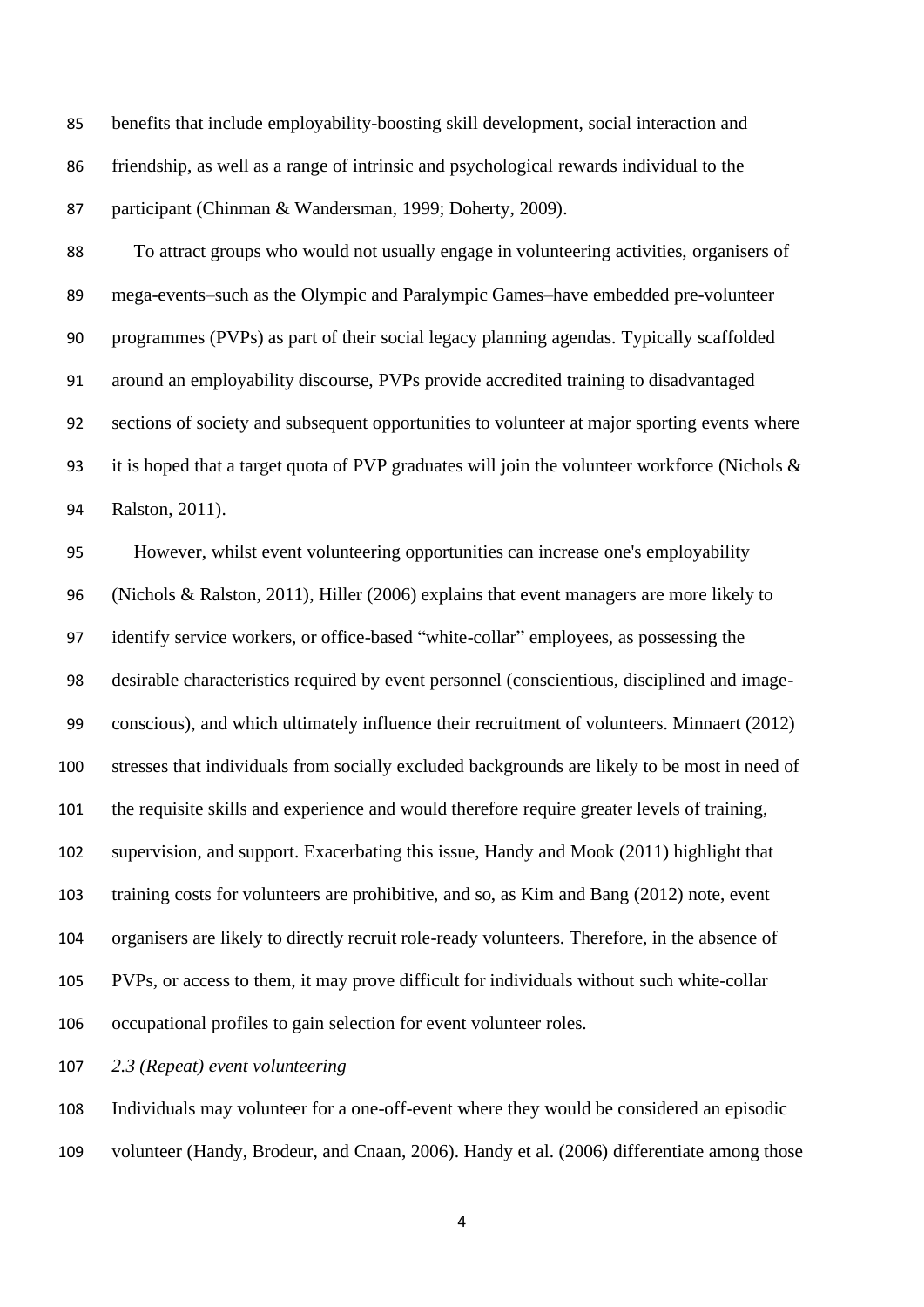benefits that include employability-boosting skill development, social interaction and friendship, as well as a range of intrinsic and psychological rewards individual to the participant (Chinman & Wandersman, 1999; Doherty, 2009).

To attract groups who would not usually engage in volunteering activities, organisers of mega-events–such as the Olympic and Paralympic Games–have embedded pre-volunteer programmes (PVPs) as part of their social legacy planning agendas. Typically scaffolded around an employability discourse, PVPs provide accredited training to disadvantaged sections of society and subsequent opportunities to volunteer at major sporting events where it is hoped that a target quota of PVP graduates will join the volunteer workforce (Nichols & Ralston, 2011).

However, whilst event volunteering opportunities can increase one's employability (Nichols & Ralston, 2011), Hiller (2006) explains that event managers are more likely to identify service workers, or office-based "white-collar" employees, as possessing the desirable characteristics required by event personnel (conscientious, disciplined and image-conscious), and which ultimately influence their recruitment of volunteers. Minnaert (2012) stresses that individuals from socially excluded backgrounds are likely to be most in need of the requisite skills and experience and would therefore require greater levels of training, supervision, and support. Exacerbating this issue, Handy and Mook (2011) highlight that training costs for volunteers are prohibitive, and so, as Kim and Bang (2012) note, event organisers are likely to directly recruit role-ready volunteers. Therefore, in the absence of PVPs, or access to them, it may prove difficult for individuals without such white-collar occupational profiles to gain selection for event volunteer roles.

*2.3 (Repeat) event volunteering*

Individuals may volunteer for a one-off-event where they would be considered an episodic volunteer (Handy, Brodeur, and Cnaan, 2006). Handy et al. (2006) differentiate among those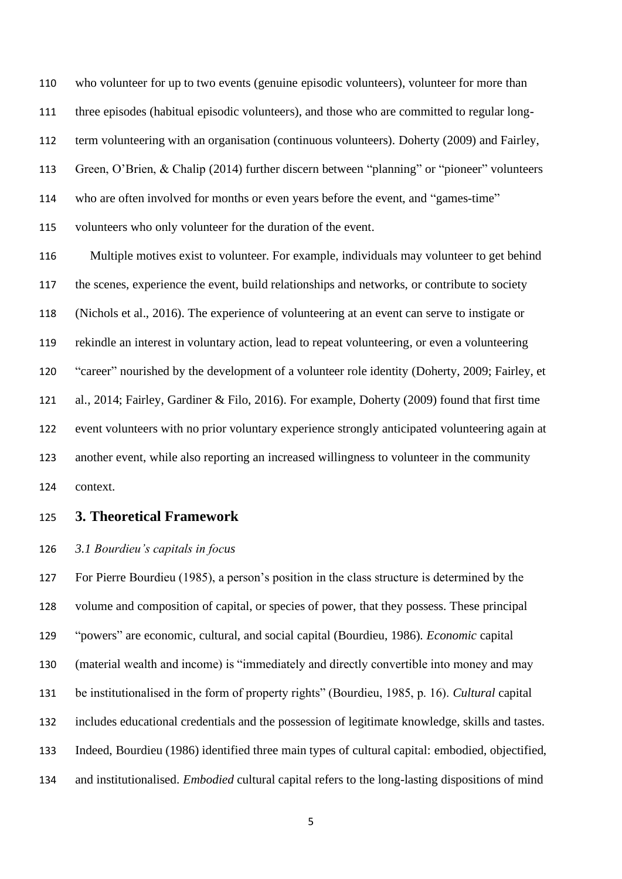who volunteer for up to two events (genuine episodic volunteers), volunteer for more than three episodes (habitual episodic volunteers), and those who are committed to regular long-term volunteering with an organisation (continuous volunteers). Doherty (2009) and Fairley, Green, O'Brien, & Chalip (2014) further discern between "planning" or "pioneer" volunteers who are often involved for months or even years before the event, and "games-time" volunteers who only volunteer for the duration of the event.

Multiple motives exist to volunteer. For example, individuals may volunteer to get behind the scenes, experience the event, build relationships and networks, or contribute to society (Nichols et al., 2016). The experience of volunteering at an event can serve to instigate or rekindle an interest in voluntary action, lead to repeat volunteering, or even a volunteering "career" nourished by the development of a volunteer role identity (Doherty, 2009; Fairley, et al., 2014; Fairley, Gardiner & Filo, 2016). For example, Doherty (2009) found that first time event volunteers with no prior voluntary experience strongly anticipated volunteering again at another event, while also reporting an increased willingness to volunteer in the community context.

## 3. Theoretical Framework

### *3.1 Bourdieu's capitals in focus*

For Pierre Bourdieu (1985), a person's position in the class structure is determined by the volume and composition of capital, or species of power, that they possess. These principal "powers" are economic, cultural, and social capital (Bourdieu, 1986). *Economic* capital (material wealth and income) is "immediately and directly convertible into money and may be institutionalised in the form of property rights" (Bourdieu, 1985, p. 16). *Cultural* capital includes educational credentials and the possession of legitimate knowledge, skills and tastes. Indeed, Bourdieu (1986) identified three main types of cultural capital: embodied, objectified, and institutionalised. *Embodied* cultural capital refers to the long-lasting dispositions of mind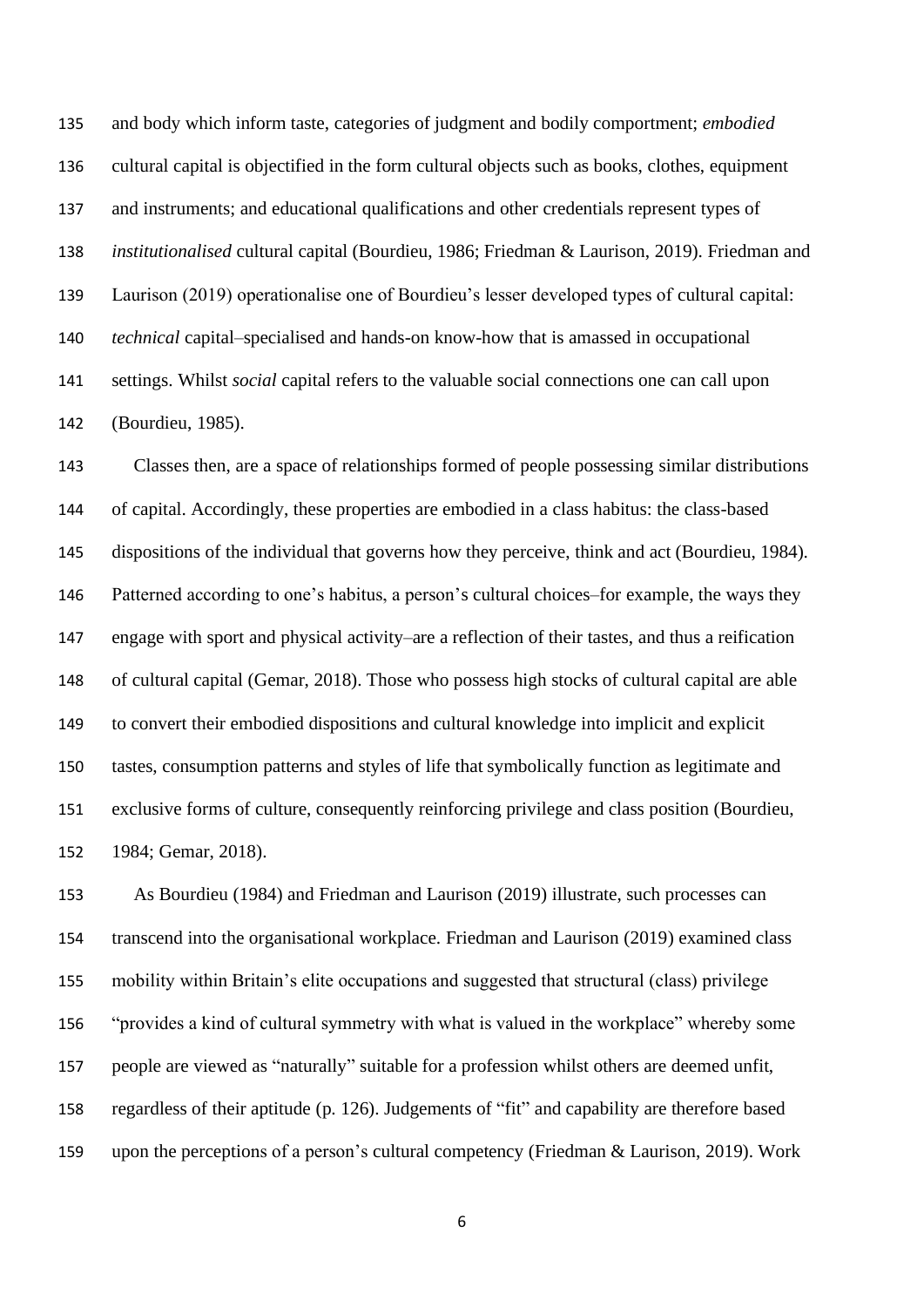and body which inform taste, categories of judgment and bodily comportment; *embodied* cultural capital is objectified in the form cultural objects such as books, clothes, equipment and instruments; and educational qualifications and other credentials represent types of *institutionalised* cultural capital (Bourdieu, 1986; Friedman & Laurison, 2019). Friedman and Laurison (2019) operationalise one of Bourdieu's lesser developed types of cultural capital: *technical* capital–specialised and hands-on know-how that is amassed in occupational settings. Whilst *social* capital refers to the valuable social connections one can call upon (Bourdieu, 1985).

Classes then, are a space of relationships formed of people possessing similar distributions of capital. Accordingly, these properties are embodied in a class habitus: the class-based dispositions of the individual that governs how they perceive, think and act (Bourdieu, 1984). Patterned according to one's habitus, a person's cultural choices–for example, the ways they engage with sport and physical activity–are a reflection of their tastes, and thus a reification of cultural capital (Gemar, 2018). Those who possess high stocks of cultural capital are able to convert their embodied dispositions and cultural knowledge into implicit and explicit tastes, consumption patterns and styles of life that symbolically function as legitimate and exclusive forms of culture, consequently reinforcing privilege and class position (Bourdieu, 1984; Gemar, 2018).

As Bourdieu (1984) and Friedman and Laurison (2019) illustrate, such processes can transcend into the organisational workplace. Friedman and Laurison (2019) examined class mobility within Britain's elite occupations and suggested that structural (class) privilege "provides a kind of cultural symmetry with what is valued in the workplace" whereby some people are viewed as "naturally" suitable for a profession whilst others are deemed unfit, regardless of their aptitude (p. 126). Judgements of "fit" and capability are therefore based upon the perceptions of a person's cultural competency (Friedman & Laurison, 2019). Work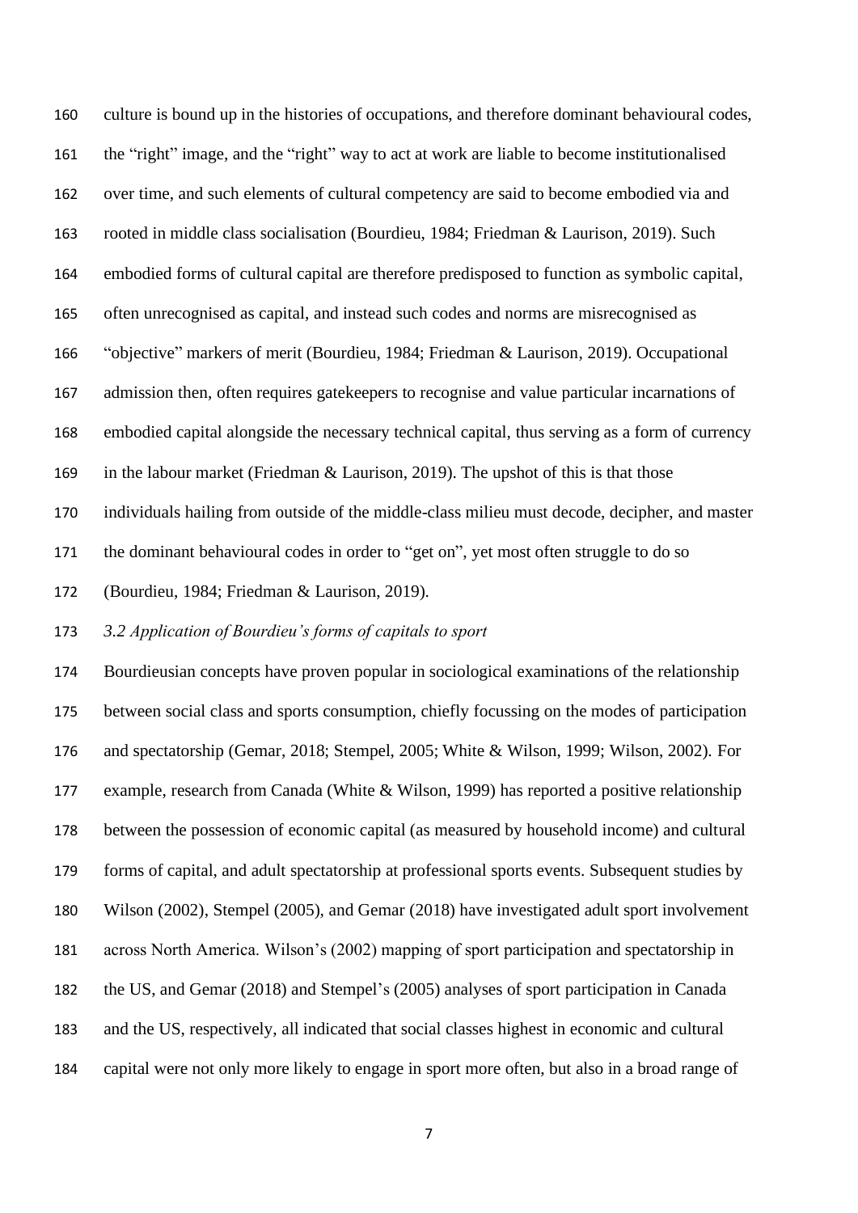culture is bound up in the histories of occupations, and therefore dominant behavioural codes, the "right" image, and the "right" way to act at work are liable to become institutionalised over time, and such elements of cultural competency are said to become embodied via and rooted in middle class socialisation (Bourdieu, 1984; Friedman & Laurison, 2019). Such embodied forms of cultural capital are therefore predisposed to function as symbolic capital, often unrecognised as capital, and instead such codes and norms are misrecognised as "objective" markers of merit (Bourdieu, 1984; Friedman & Laurison, 2019). Occupational admission then, often requires gatekeepers to recognise and value particular incarnations of embodied capital alongside the necessary technical capital, thus serving as a form of currency in the labour market (Friedman & Laurison, 2019). The upshot of this is that those individuals hailing from outside of the middle-class milieu must decode, decipher, and master the dominant behavioural codes in order to "get on", yet most often struggle to do so (Bourdieu, 1984; Friedman & Laurison, 2019).

### *3.2 Application of Bourdieu's forms of capitals to sport*

Bourdieusian concepts have proven popular in sociological examinations of the relationship between social class and sports consumption, chiefly focussing on the modes of participation and spectatorship (Gemar, 2018; Stempel, 2005; White & Wilson, 1999; Wilson, 2002). For example, research from Canada (White & Wilson, 1999) has reported a positive relationship between the possession of economic capital (as measured by household income) and cultural forms of capital, and adult spectatorship at professional sports events. Subsequent studies by Wilson (2002), Stempel (2005), and Gemar (2018) have investigated adult sport involvement across North America. Wilson's (2002) mapping of sport participation and spectatorship in the US, and Gemar (2018) and Stempel's (2005) analyses of sport participation in Canada and the US, respectively, all indicated that social classes highest in economic and cultural capital were not only more likely to engage in sport more often, but also in a broad range of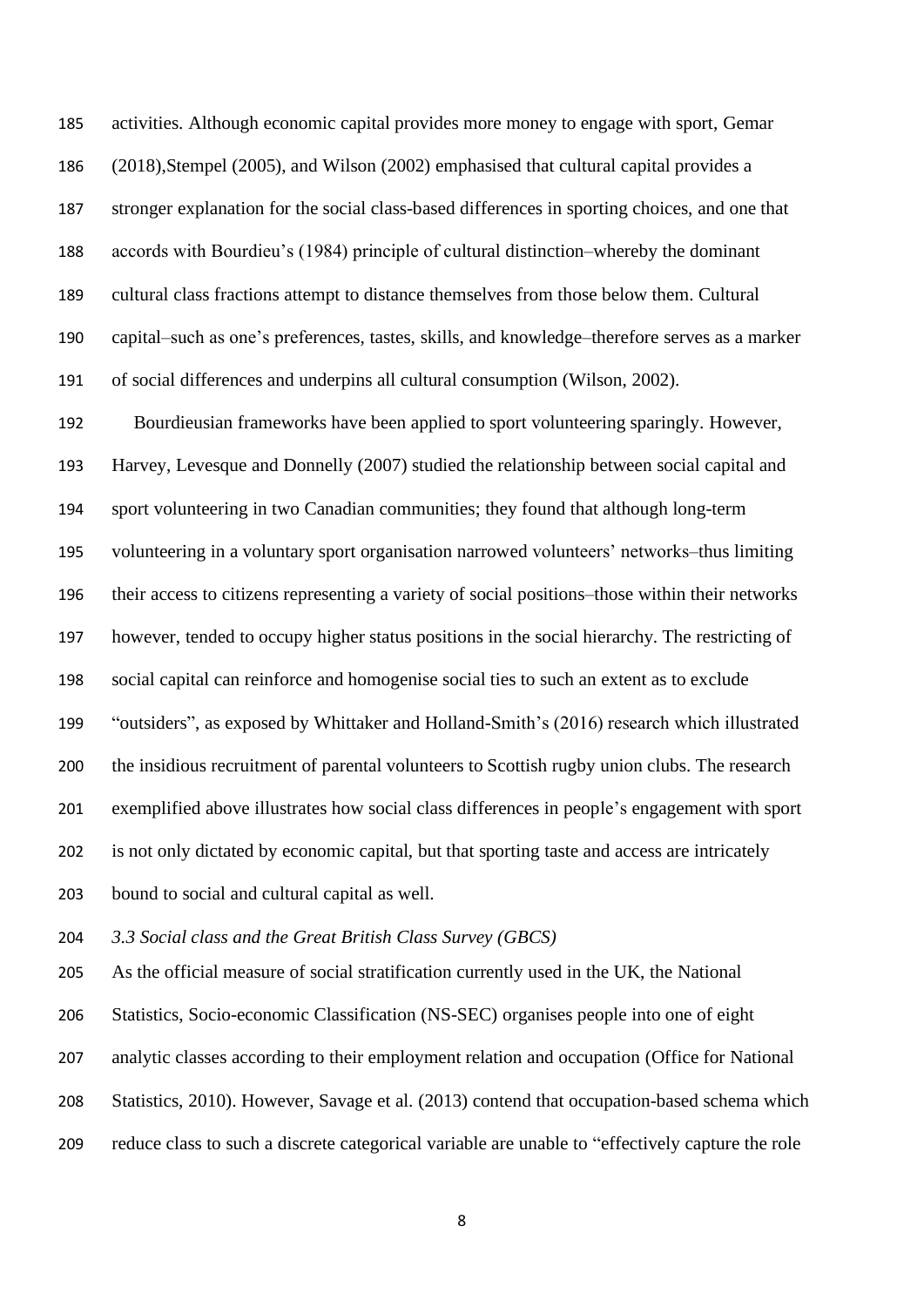activities. Although economic capital provides more money to engage with sport, Gemar (2018),Stempel (2005), and Wilson (2002) emphasised that cultural capital provides a stronger explanation for the social class-based differences in sporting choices, and one that accords with Bourdieu's (1984) principle of cultural distinction–whereby the dominant cultural class fractions attempt to distance themselves from those below them. Cultural capital–such as one's preferences, tastes, skills, and knowledge–therefore serves as a marker of social differences and underpins all cultural consumption (Wilson, 2002).

Bourdieusian frameworks have been applied to sport volunteering sparingly. However, Harvey, Levesque and Donnelly (2007) studied the relationship between social capital and sport volunteering in two Canadian communities; they found that although long-term volunteering in a voluntary sport organisation narrowed volunteers' networks–thus limiting their access to citizens representing a variety of social positions–those within their networks however, tended to occupy higher status positions in the social hierarchy. The restricting of social capital can reinforce and homogenise social ties to such an extent as to exclude "outsiders", as exposed by Whittaker and Holland-Smith's (2016) research which illustrated the insidious recruitment of parental volunteers to Scottish rugby union clubs. The research exemplified above illustrates how social class differences in people's engagement with sport is not only dictated by economic capital, but that sporting taste and access are intricately bound to social and cultural capital as well.

### *3.3 Social class and the Great British Class Survey (GBCS)*

As the official measure of social stratification currently used in the UK, the National Statistics, Socio-economic Classification (NS-SEC) organises people into one of eight analytic classes according to their employment relation and occupation (Office for National Statistics, 2010). However, Savage et al. (2013) contend that occupation-based schema which reduce class to such a discrete categorical variable are unable to "effectively capture the role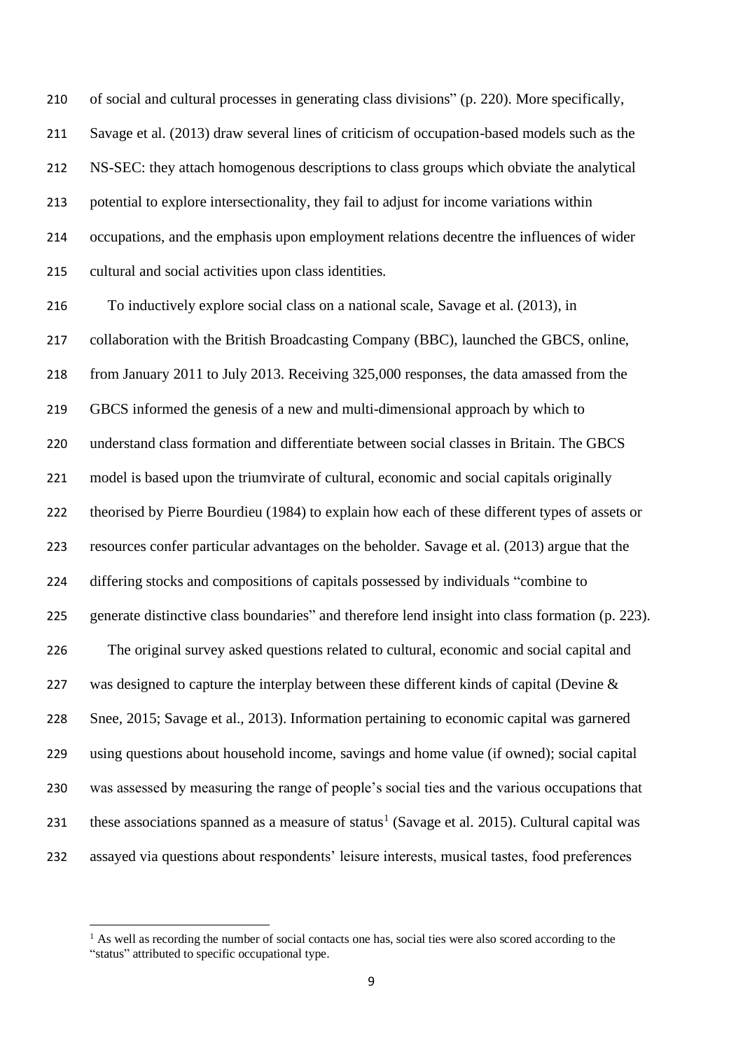of social and cultural processes in generating class divisions" (p. 220). More specifically, Savage et al. (2013) draw several lines of criticism of occupation-based models such as the NS-SEC: they attach homogenous descriptions to class groups which obviate the analytical potential to explore intersectionality, they fail to adjust for income variations within occupations, and the emphasis upon employment relations decentre the influences of wider cultural and social activities upon class identities.

To inductively explore social class on a national scale, Savage et al. (2013), in collaboration with the British Broadcasting Company (BBC), launched the GBCS, online, from January 2011 to July 2013. Receiving 325,000 responses, the data amassed from the GBCS informed the genesis of a new and multi-dimensional approach by which to understand class formation and differentiate between social classes in Britain. The GBCS model is based upon the triumvirate of cultural, economic and social capitals originally theorised by Pierre Bourdieu (1984) to explain how each of these different types of assets or resources confer particular advantages on the beholder. Savage et al. (2013) argue that the differing stocks and compositions of capitals possessed by individuals "combine to generate distinctive class boundaries" and therefore lend insight into class formation (p. 223).

The original survey asked questions related to cultural, economic and social capital and was designed to capture the interplay between these different kinds of capital (Devine & Snee, 2015; Savage et al., 2013). Information pertaining to economic capital was garnered using questions about household income, savings and home value (if owned); social capital was assessed by measuring the range of people's social ties and the various occupations that these associations spanned as a measure of status[1] (Savage et al. 2015). Cultural capital was assayed via questions about respondents' leisure interests, musical tastes, food preferences

[1] As well as recording the number of social contacts one has, social ties were also scored according to the "status" attributed to specific occupational type.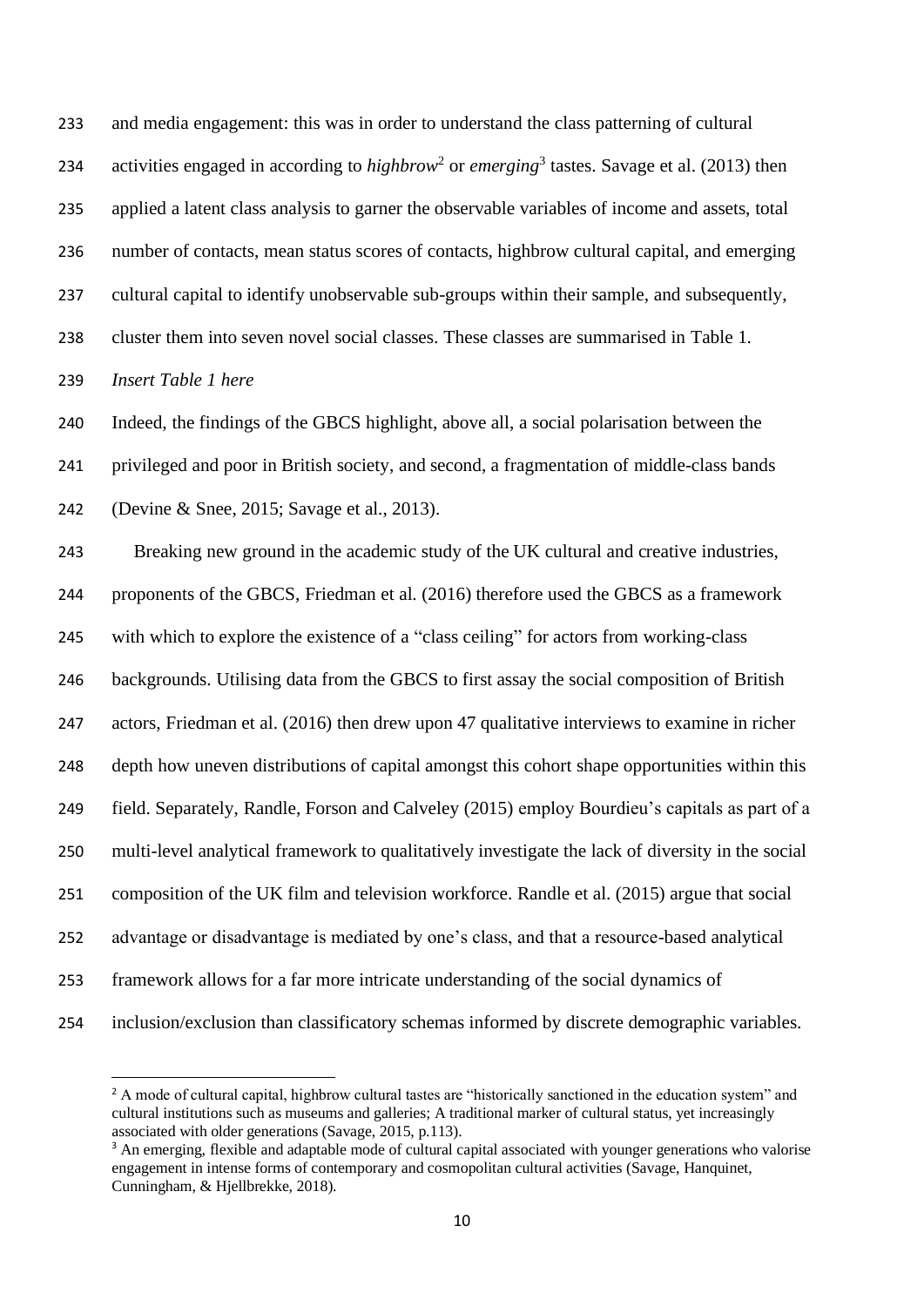and media engagement: this was in order to understand the class patterning of cultural activities engaged in according to *highbrow*[2] or *emerging*[3] tastes. Savage et al. (2013) then applied a latent class analysis to garner the observable variables of income and assets, total number of contacts, mean status scores of contacts, highbrow cultural capital, and emerging cultural capital to identify unobservable sub-groups within their sample, and subsequently, cluster them into seven novel social classes. These classes are summarised in Table 1.

*Insert Table 1 here*

Indeed, the findings of the GBCS highlight, above all, a social polarisation between the privileged and poor in British society, and second, a fragmentation of middle-class bands (Devine & Snee, 2015; Savage et al., 2013).

Breaking new ground in the academic study of the UK cultural and creative industries, proponents of the GBCS, Friedman et al. (2016) therefore used the GBCS as a framework with which to explore the existence of a "class ceiling" for actors from working-class backgrounds. Utilising data from the GBCS to first assay the social composition of British actors, Friedman et al. (2016) then drew upon 47 qualitative interviews to examine in richer depth how uneven distributions of capital amongst this cohort shape opportunities within this field. Separately, Randle, Forson and Calveley (2015) employ Bourdieu's capitals as part of a multi-level analytical framework to qualitatively investigate the lack of diversity in the social composition of the UK film and television workforce. Randle et al. (2015) argue that social advantage or disadvantage is mediated by one's class, and that a resource-based analytical framework allows for a far more intricate understanding of the social dynamics of inclusion/exclusion than classificatory schemas informed by discrete demographic variables.

[2] A mode of cultural capital, highbrow cultural tastes are "historically sanctioned in the education system" and cultural institutions such as museums and galleries; A traditional marker of cultural status, yet increasingly associated with older generations (Savage, 2015, p.113).

[3] An emerging, flexible and adaptable mode of cultural capital associated with younger generations who valorise engagement in intense forms of contemporary and cosmopolitan cultural activities (Savage, Hanquinet, Cunningham, & Hjellbrekke, 2018).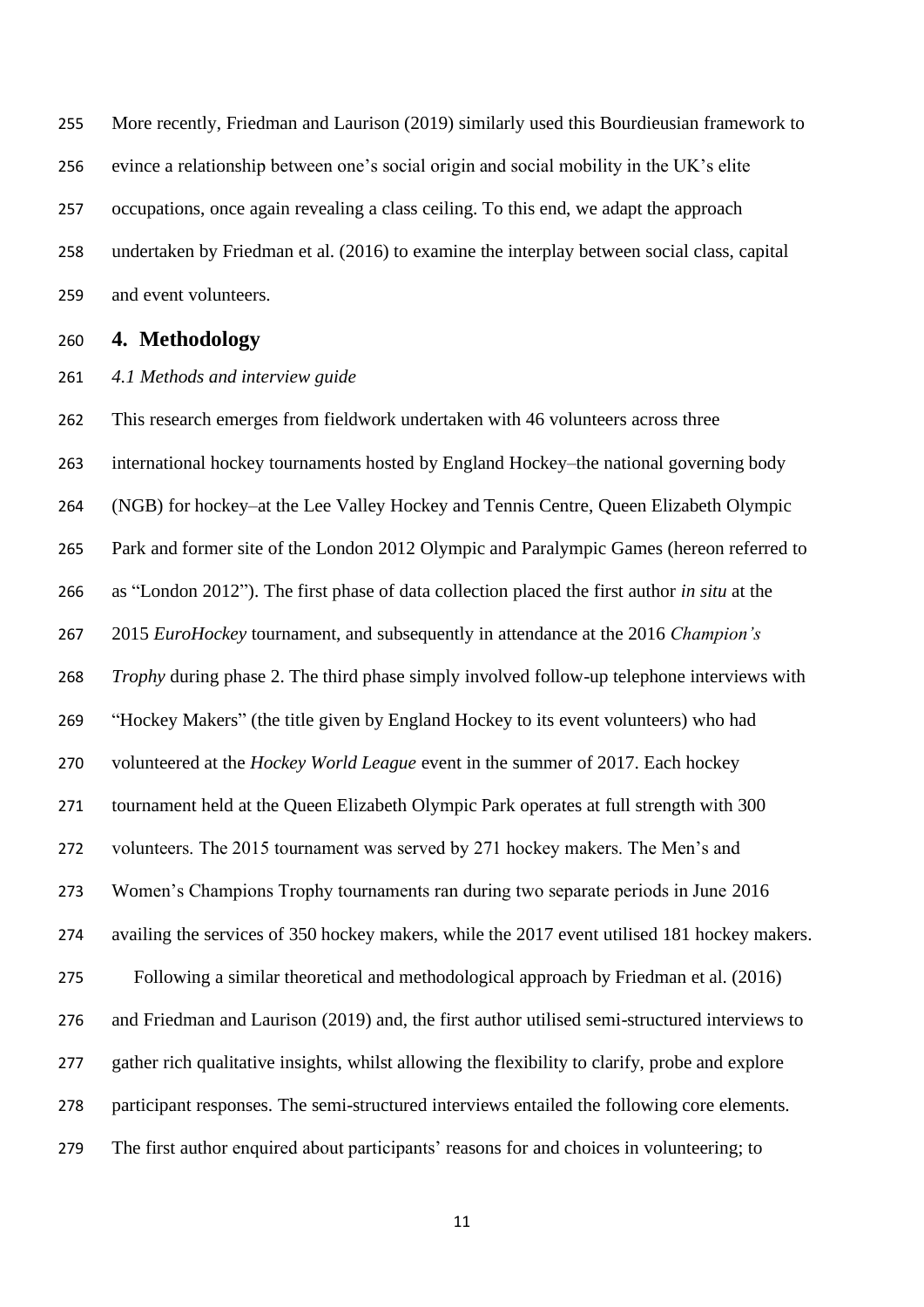More recently, Friedman and Laurison (2019) similarly used this Bourdieusian framework to evince a relationship between one's social origin and social mobility in the UK's elite occupations, once again revealing a class ceiling. To this end, we adapt the approach undertaken by Friedman et al. (2016) to examine the interplay between social class, capital and event volunteers.

## 4. Methodology

*4.1 Methods and interview guide*

This research emerges from fieldwork undertaken with 46 volunteers across three international hockey tournaments hosted by England Hockey–the national governing body (NGB) for hockey–at the Lee Valley Hockey and Tennis Centre, Queen Elizabeth Olympic Park and former site of the London 2012 Olympic and Paralympic Games (hereon referred to as "London 2012"). The first phase of data collection placed the first author *in situ* at the 2015 *EuroHockey* tournament, and subsequently in attendance at the 2016 *Champion's Trophy* during phase 2. The third phase simply involved follow-up telephone interviews with "Hockey Makers" (the title given by England Hockey to its event volunteers) who had volunteered at the *Hockey World League* event in the summer of 2017. Each hockey tournament held at the Queen Elizabeth Olympic Park operates at full strength with 300 volunteers. The 2015 tournament was served by 271 hockey makers. The Men's and Women's Champions Trophy tournaments ran during two separate periods in June 2016 availing the services of 350 hockey makers, while the 2017 event utilised 181 hockey makers.

Following a similar theoretical and methodological approach by Friedman et al. (2016) and Friedman and Laurison (2019) and, the first author utilised semi-structured interviews to gather rich qualitative insights, whilst allowing the flexibility to clarify, probe and explore participant responses. The semi-structured interviews entailed the following core elements. The first author enquired about participants' reasons for and choices in volunteering; to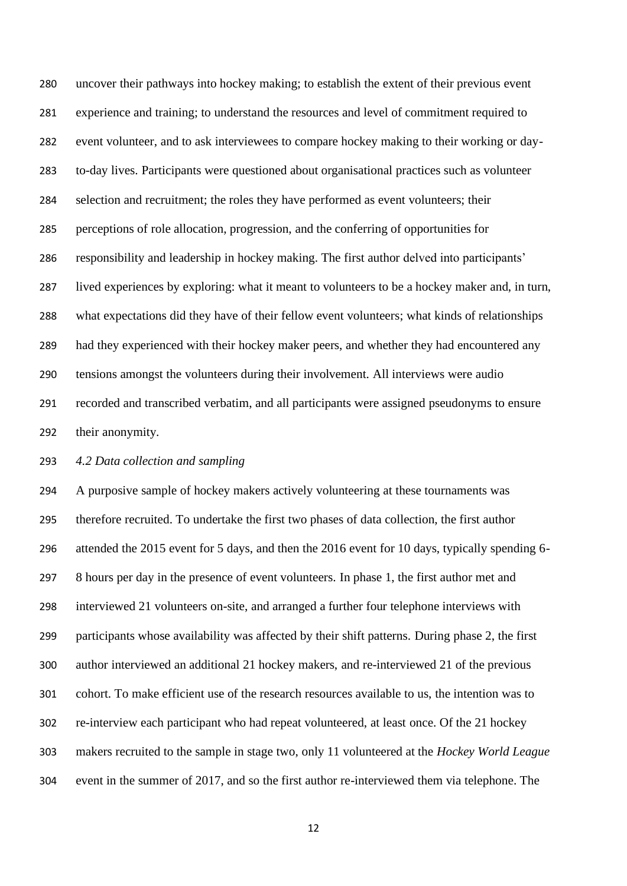uncover their pathways into hockey making; to establish the extent of their previous event experience and training; to understand the resources and level of commitment required to event volunteer, and to ask interviewees to compare hockey making to their working or day-to-day lives. Participants were questioned about organisational practices such as volunteer selection and recruitment; the roles they have performed as event volunteers; their perceptions of role allocation, progression, and the conferring of opportunities for responsibility and leadership in hockey making. The first author delved into participants' lived experiences by exploring: what it meant to volunteers to be a hockey maker and, in turn, what expectations did they have of their fellow event volunteers; what kinds of relationships had they experienced with their hockey maker peers, and whether they had encountered any tensions amongst the volunteers during their involvement. All interviews were audio recorded and transcribed verbatim, and all participants were assigned pseudonyms to ensure their anonymity.

*4.2 Data collection and sampling*

A purposive sample of hockey makers actively volunteering at these tournaments was therefore recruited. To undertake the first two phases of data collection, the first author attended the 2015 event for 5 days, and then the 2016 event for 10 days, typically spending 6-8 hours per day in the presence of event volunteers. In phase 1, the first author met and interviewed 21 volunteers on-site, and arranged a further four telephone interviews with participants whose availability was affected by their shift patterns. During phase 2, the first author interviewed an additional 21 hockey makers, and re-interviewed 21 of the previous cohort. To make efficient use of the research resources available to us, the intention was to re-interview each participant who had repeat volunteered, at least once. Of the 21 hockey makers recruited to the sample in stage two, only 11 volunteered at the *Hockey World League* event in the summer of 2017, and so the first author re-interviewed them via telephone. The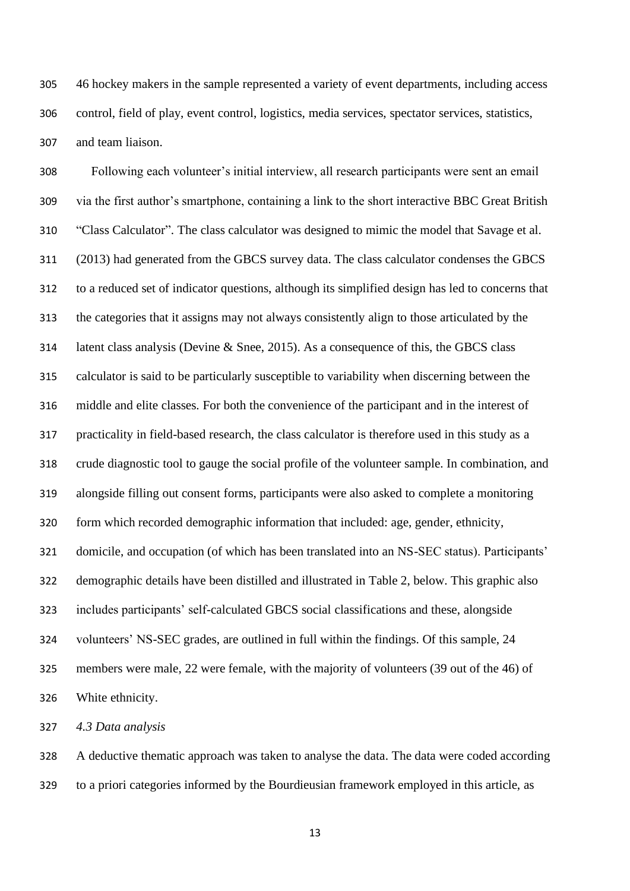46 hockey makers in the sample represented a variety of event departments, including access control, field of play, event control, logistics, media services, spectator services, statistics, and team liaison.

Following each volunteer's initial interview, all research participants were sent an email via the first author's smartphone, containing a link to the short interactive BBC Great British "Class Calculator". The class calculator was designed to mimic the model that Savage et al. (2013) had generated from the GBCS survey data. The class calculator condenses the GBCS to a reduced set of indicator questions, although its simplified design has led to concerns that the categories that it assigns may not always consistently align to those articulated by the latent class analysis (Devine & Snee, 2015). As a consequence of this, the GBCS class calculator is said to be particularly susceptible to variability when discerning between the middle and elite classes. For both the convenience of the participant and in the interest of practicality in field-based research, the class calculator is therefore used in this study as a crude diagnostic tool to gauge the social profile of the volunteer sample. In combination, and alongside filling out consent forms, participants were also asked to complete a monitoring form which recorded demographic information that included: age, gender, ethnicity, domicile, and occupation (of which has been translated into an NS-SEC status). Participants' demographic details have been distilled and illustrated in Table 2, below. This graphic also includes participants' self-calculated GBCS social classifications and these, alongside volunteers' NS-SEC grades, are outlined in full within the findings. Of this sample, 24 members were male, 22 were female, with the majority of volunteers (39 out of the 46) of White ethnicity.

### *4.3 Data analysis*

A deductive thematic approach was taken to analyse the data. The data were coded according to a priori categories informed by the Bourdieusian framework employed in this article, as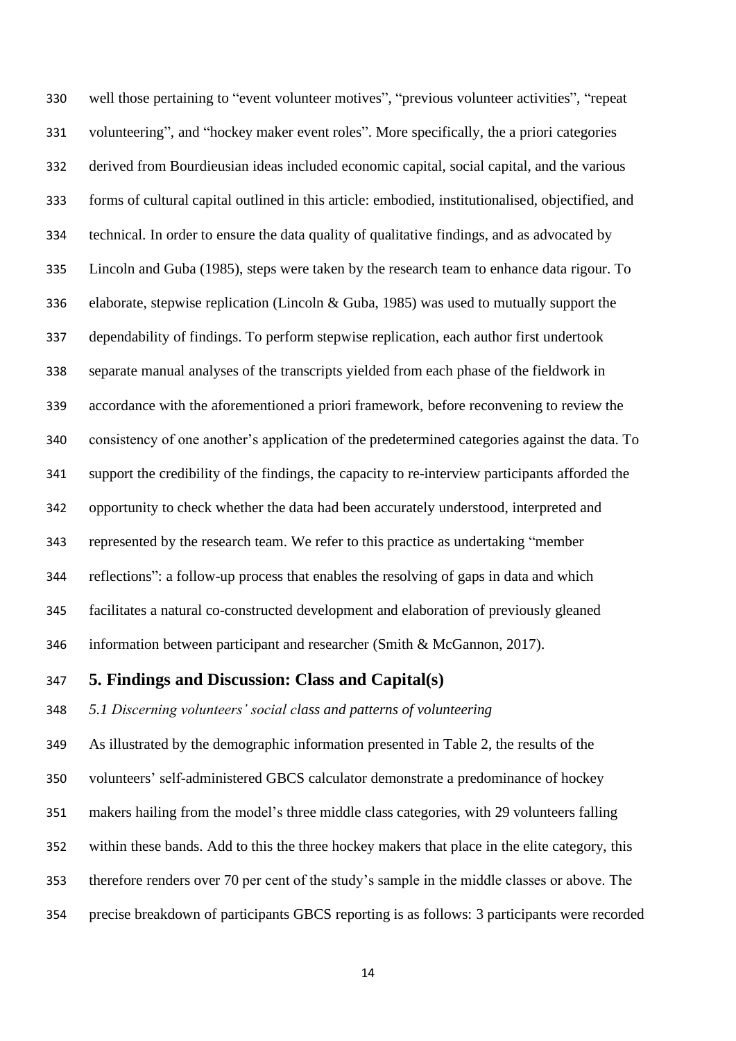well those pertaining to "event volunteer motives", "previous volunteer activities", "repeat volunteering", and "hockey maker event roles". More specifically, the a priori categories derived from Bourdieusian ideas included economic capital, social capital, and the various forms of cultural capital outlined in this article: embodied, institutionalised, objectified, and technical. In order to ensure the data quality of qualitative findings, and as advocated by Lincoln and Guba (1985), steps were taken by the research team to enhance data rigour. To elaborate, stepwise replication (Lincoln & Guba, 1985) was used to mutually support the dependability of findings. To perform stepwise replication, each author first undertook separate manual analyses of the transcripts yielded from each phase of the fieldwork in accordance with the aforementioned a priori framework, before reconvening to review the consistency of one another's application of the predetermined categories against the data. To support the credibility of the findings, the capacity to re-interview participants afforded the opportunity to check whether the data had been accurately understood, interpreted and represented by the research team. We refer to this practice as undertaking "member reflections": a follow-up process that enables the resolving of gaps in data and which facilitates a natural co-constructed development and elaboration of previously gleaned information between participant and researcher (Smith & McGannon, 2017).

## 5. Findings and Discussion: Class and Capital(s)

*5.1 Discerning volunteers' social class and patterns of volunteering*

As illustrated by the demographic information presented in Table 2, the results of the volunteers' self-administered GBCS calculator demonstrate a predominance of hockey makers hailing from the model's three middle class categories, with 29 volunteers falling within these bands. Add to this the three hockey makers that place in the elite category, this therefore renders over 70 per cent of the study's sample in the middle classes or above. The precise breakdown of participants GBCS reporting is as follows: 3 participants were recorded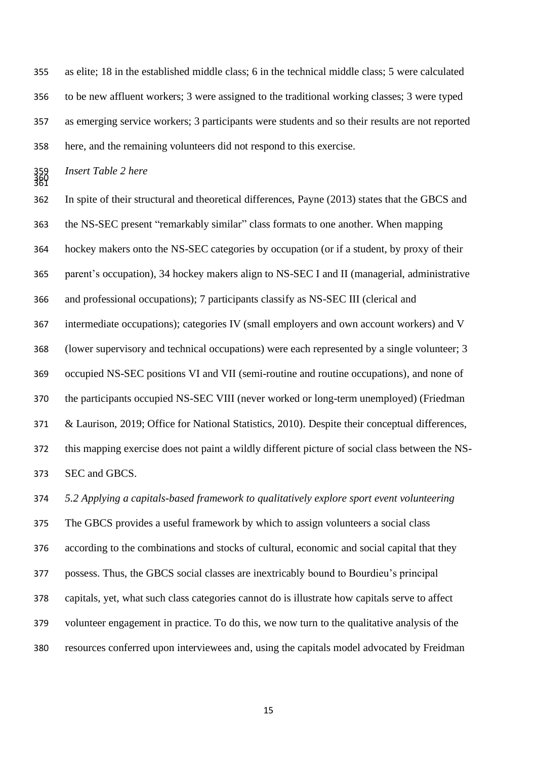as elite; 18 in the established middle class; 6 in the technical middle class; 5 were calculated to be new affluent workers; 3 were assigned to the traditional working classes; 3 were typed as emerging service workers; 3 participants were students and so their results are not reported here, and the remaining volunteers did not respond to this exercise.

*Insert Table 2 here*

In spite of their structural and theoretical differences, Payne (2013) states that the GBCS and the NS-SEC present "remarkably similar" class formats to one another. When mapping hockey makers onto the NS-SEC categories by occupation (or if a student, by proxy of their parent's occupation), 34 hockey makers align to NS-SEC I and II (managerial, administrative and professional occupations); 7 participants classify as NS-SEC III (clerical and intermediate occupations); categories IV (small employers and own account workers) and V (lower supervisory and technical occupations) were each represented by a single volunteer; 3 occupied NS-SEC positions VI and VII (semi-routine and routine occupations), and none of the participants occupied NS-SEC VIII (never worked or long-term unemployed) (Friedman & Laurison, 2019; Office for National Statistics, 2010). Despite their conceptual differences, this mapping exercise does not paint a wildly different picture of social class between the NS-SEC and GBCS.

*5.2 Applying a capitals-based framework to qualitatively explore sport event volunteering*

The GBCS provides a useful framework by which to assign volunteers a social class according to the combinations and stocks of cultural, economic and social capital that they possess. Thus, the GBCS social classes are inextricably bound to Bourdieu's principal capitals, yet, what such class categories cannot do is illustrate how capitals serve to affect volunteer engagement in practice. To do this, we now turn to the qualitative analysis of the resources conferred upon interviewees and, using the capitals model advocated by Freidman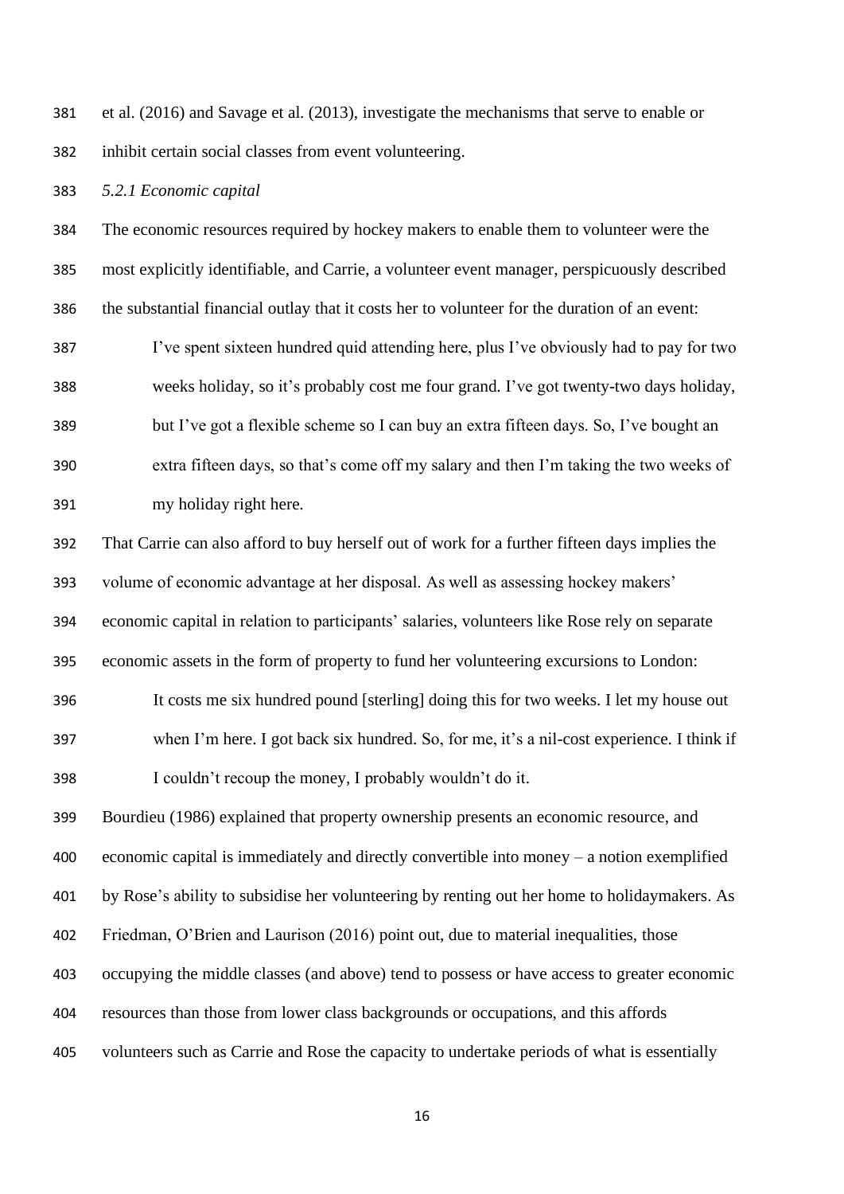et al. (2016) and Savage et al. (2013), investigate the mechanisms that serve to enable or inhibit certain social classes from event volunteering.

*5.2.1 Economic capital*

The economic resources required by hockey makers to enable them to volunteer were the most explicitly identifiable, and Carrie, a volunteer event manager, perspicuously described the substantial financial outlay that it costs her to volunteer for the duration of an event:

> I've spent sixteen hundred quid attending here, plus I've obviously had to pay for two weeks holiday, so it's probably cost me four grand. I've got twenty-two days holiday, but I've got a flexible scheme so I can buy an extra fifteen days. So, I've bought an extra fifteen days, so that's come off my salary and then I'm taking the two weeks of my holiday right here.

That Carrie can also afford to buy herself out of work for a further fifteen days implies the volume of economic advantage at her disposal. As well as assessing hockey makers' economic capital in relation to participants' salaries, volunteers like Rose rely on separate economic assets in the form of property to fund her volunteering excursions to London:

> It costs me six hundred pound [sterling] doing this for two weeks. I let my house out when I'm here. I got back six hundred. So, for me, it's a nil-cost experience. I think if I couldn't recoup the money, I probably wouldn't do it.

Bourdieu (1986) explained that property ownership presents an economic resource, and economic capital is immediately and directly convertible into money – a notion exemplified by Rose's ability to subsidise her volunteering by renting out her home to holidaymakers. As Friedman, O'Brien and Laurison (2016) point out, due to material inequalities, those occupying the middle classes (and above) tend to possess or have access to greater economic resources than those from lower class backgrounds or occupations, and this affords volunteers such as Carrie and Rose the capacity to undertake periods of what is essentially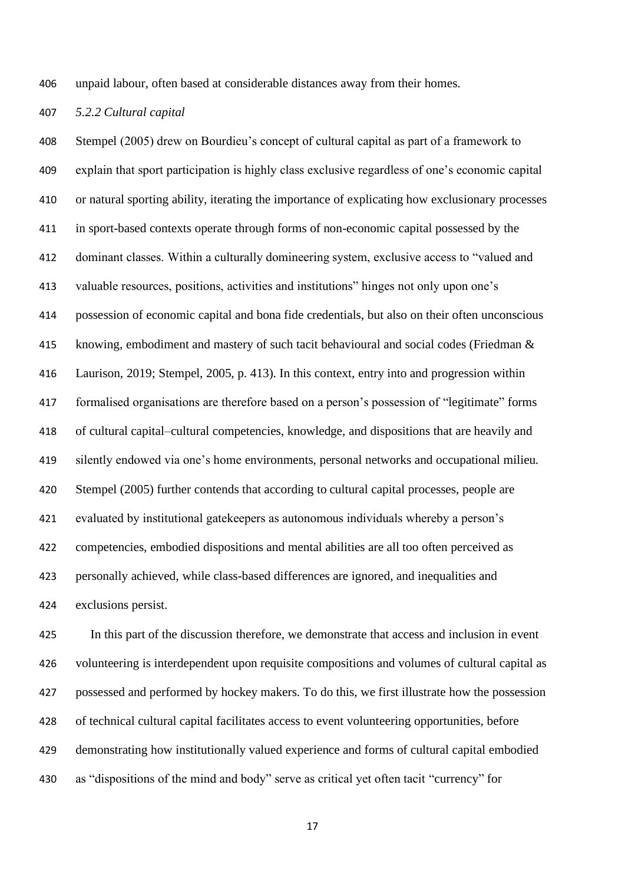unpaid labour, often based at considerable distances away from their homes.

#### *5.2.2 Cultural capital*

Stempel (2005) drew on Bourdieu's concept of cultural capital as part of a framework to explain that sport participation is highly class exclusive regardless of one's economic capital or natural sporting ability, iterating the importance of explicating how exclusionary processes in sport-based contexts operate through forms of non-economic capital possessed by the dominant classes. Within a culturally domineering system, exclusive access to "valued and valuable resources, positions, activities and institutions" hinges not only upon one's possession of economic capital and bona fide credentials, but also on their often unconscious knowing, embodiment and mastery of such tacit behavioural and social codes (Friedman & Laurison, 2019; Stempel, 2005, p. 413). In this context, entry into and progression within formalised organisations are therefore based on a person's possession of "legitimate" forms of cultural capital–cultural competencies, knowledge, and dispositions that are heavily and silently endowed via one's home environments, personal networks and occupational milieu. Stempel (2005) further contends that according to cultural capital processes, people are evaluated by institutional gatekeepers as autonomous individuals whereby a person's competencies, embodied dispositions and mental abilities are all too often perceived as personally achieved, while class-based differences are ignored, and inequalities and exclusions persist.

In this part of the discussion therefore, we demonstrate that access and inclusion in event volunteering is interdependent upon requisite compositions and volumes of cultural capital as possessed and performed by hockey makers. To do this, we first illustrate how the possession of technical cultural capital facilitates access to event volunteering opportunities, before demonstrating how institutionally valued experience and forms of cultural capital embodied as "dispositions of the mind and body" serve as critical yet often tacit "currency" for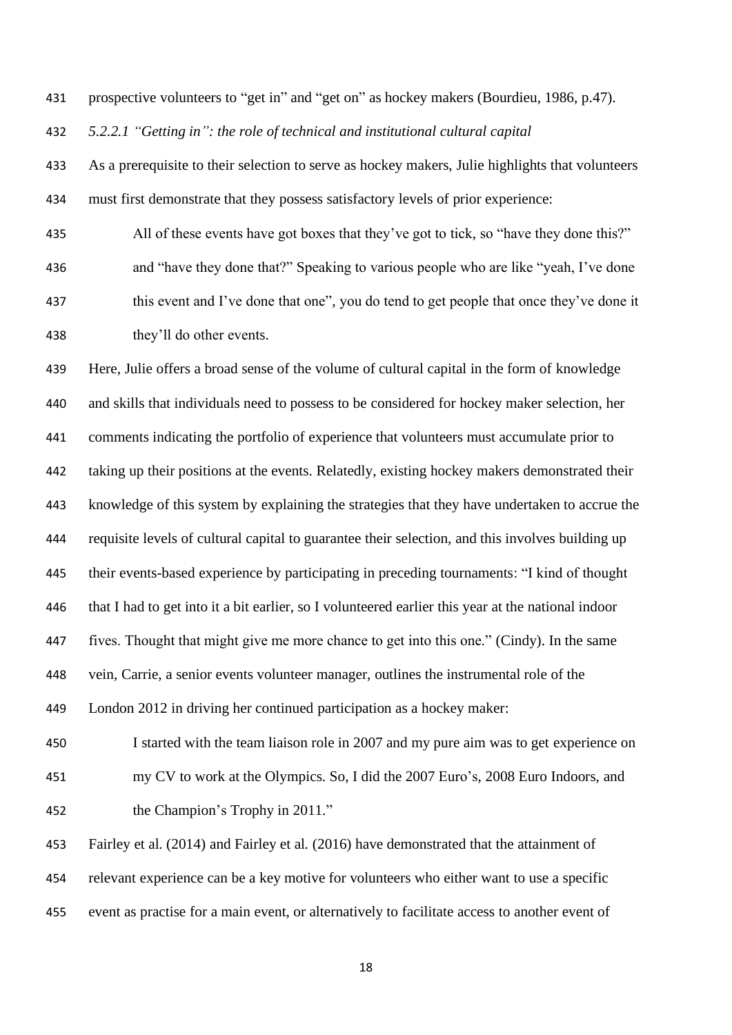prospective volunteers to "get in" and "get on" as hockey makers (Bourdieu, 1986, p.47).

#### *5.2.2.1 "Getting in": the role of technical and institutional cultural capital*

As a prerequisite to their selection to serve as hockey makers, Julie highlights that volunteers must first demonstrate that they possess satisfactory levels of prior experience:

> All of these events have got boxes that they've got to tick, so "have they done this?" and "have they done that?" Speaking to various people who are like "yeah, I've done this event and I've done that one", you do tend to get people that once they've done it they'll do other events.

Here, Julie offers a broad sense of the volume of cultural capital in the form of knowledge and skills that individuals need to possess to be considered for hockey maker selection, her comments indicating the portfolio of experience that volunteers must accumulate prior to taking up their positions at the events. Relatedly, existing hockey makers demonstrated their knowledge of this system by explaining the strategies that they have undertaken to accrue the requisite levels of cultural capital to guarantee their selection, and this involves building up their events-based experience by participating in preceding tournaments: "I kind of thought that I had to get into it a bit earlier, so I volunteered earlier this year at the national indoor fives. Thought that might give me more chance to get into this one." (Cindy). In the same vein, Carrie, a senior events volunteer manager, outlines the instrumental role of the London 2012 in driving her continued participation as a hockey maker:

> I started with the team liaison role in 2007 and my pure aim was to get experience on my CV to work at the Olympics. So, I did the 2007 Euro's, 2008 Euro Indoors, and the Champion's Trophy in 2011."

Fairley et al. (2014) and Fairley et al. (2016) have demonstrated that the attainment of relevant experience can be a key motive for volunteers who either want to use a specific event as practise for a main event, or alternatively to facilitate access to another event of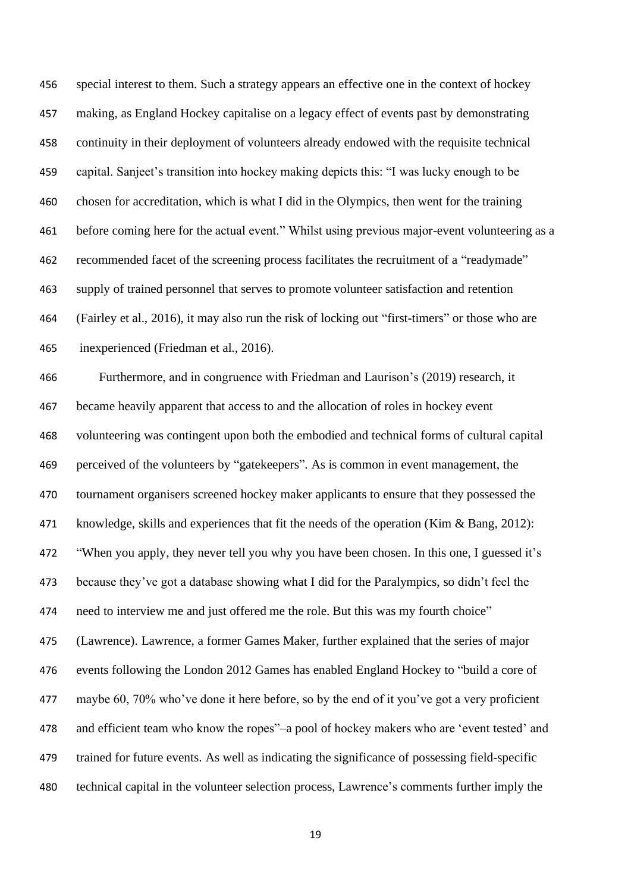special interest to them. Such a strategy appears an effective one in the context of hockey making, as England Hockey capitalise on a legacy effect of events past by demonstrating continuity in their deployment of volunteers already endowed with the requisite technical capital. Sanjeet's transition into hockey making depicts this: "I was lucky enough to be chosen for accreditation, which is what I did in the Olympics, then went for the training before coming here for the actual event." Whilst using previous major-event volunteering as a recommended facet of the screening process facilitates the recruitment of a "readymade" supply of trained personnel that serves to promote volunteer satisfaction and retention (Fairley et al., 2016), it may also run the risk of locking out "first-timers" or those who are inexperienced (Friedman et al., 2016).

Furthermore, and in congruence with Friedman and Laurison's (2019) research, it became heavily apparent that access to and the allocation of roles in hockey event volunteering was contingent upon both the embodied and technical forms of cultural capital perceived of the volunteers by "gatekeepers". As is common in event management, the tournament organisers screened hockey maker applicants to ensure that they possessed the knowledge, skills and experiences that fit the needs of the operation (Kim & Bang, 2012): "When you apply, they never tell you why you have been chosen. In this one, I guessed it's because they've got a database showing what I did for the Paralympics, so didn't feel the need to interview me and just offered me the role. But this was my fourth choice" (Lawrence). Lawrence, a former Games Maker, further explained that the series of major events following the London 2012 Games has enabled England Hockey to "build a core of maybe 60, 70% who've done it here before, so by the end of it you've got a very proficient and efficient team who know the ropes"–a pool of hockey makers who are 'event tested' and trained for future events. As well as indicating the significance of possessing field-specific technical capital in the volunteer selection process, Lawrence's comments further imply the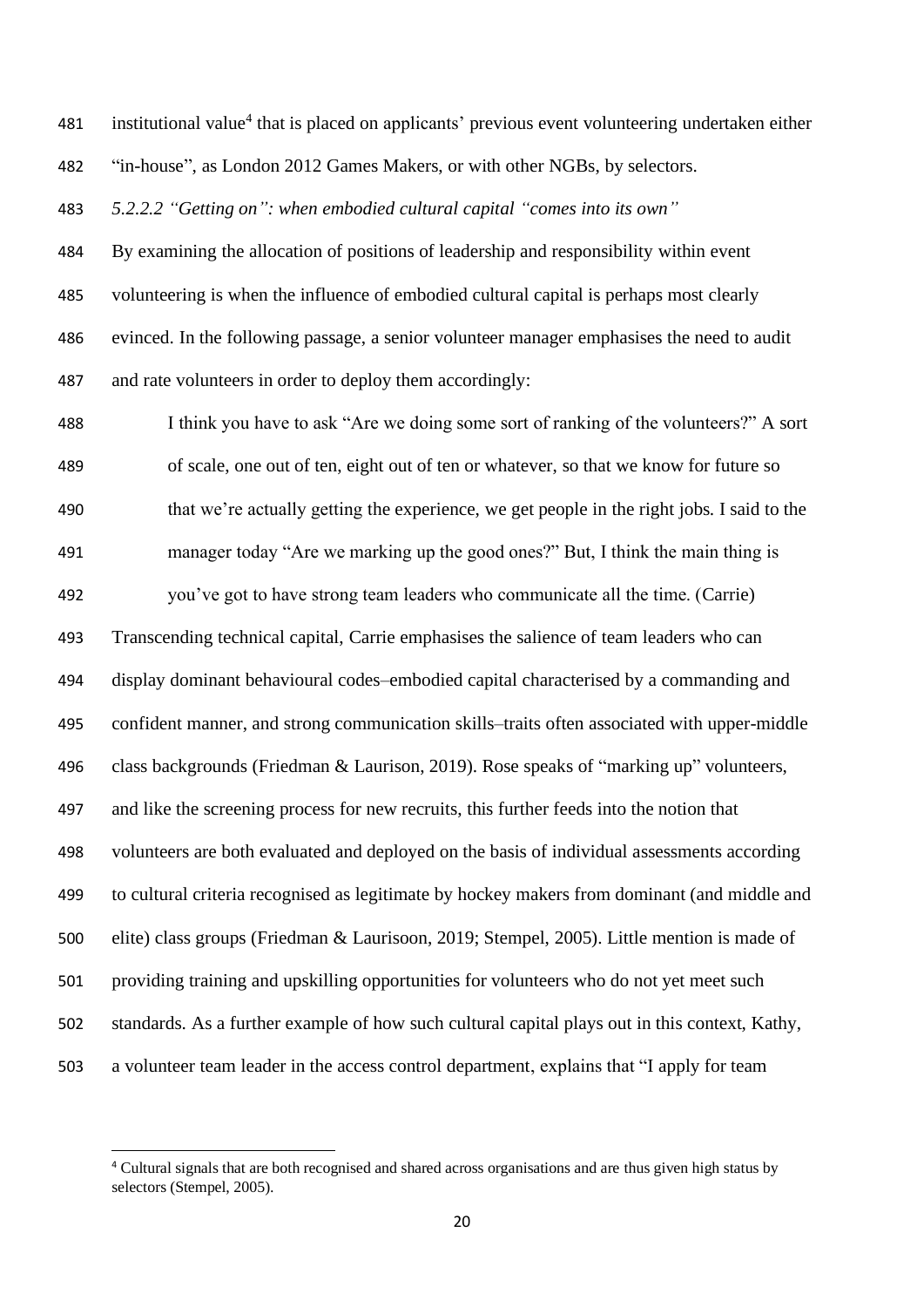institutional value[4] that is placed on applicants' previous event volunteering undertaken either "in-house", as London 2012 Games Makers, or with other NGBs, by selectors.

*5.2.2.2 "Getting on": when embodied cultural capital "comes into its own"*

By examining the allocation of positions of leadership and responsibility within event volunteering is when the influence of embodied cultural capital is perhaps most clearly evinced. In the following passage, a senior volunteer manager emphasises the need to audit and rate volunteers in order to deploy them accordingly:

> I think you have to ask "Are we doing some sort of ranking of the volunteers?" A sort of scale, one out of ten, eight out of ten or whatever, so that we know for future so that we're actually getting the experience, we get people in the right jobs. I said to the manager today "Are we marking up the good ones?" But, I think the main thing is you've got to have strong team leaders who communicate all the time. (Carrie)

Transcending technical capital, Carrie emphasises the salience of team leaders who can display dominant behavioural codes–embodied capital characterised by a commanding and confident manner, and strong communication skills–traits often associated with upper-middle class backgrounds (Friedman & Laurison, 2019). Rose speaks of "marking up" volunteers, and like the screening process for new recruits, this further feeds into the notion that volunteers are both evaluated and deployed on the basis of individual assessments according to cultural criteria recognised as legitimate by hockey makers from dominant (and middle and elite) class groups (Friedman & Laurisoon, 2019; Stempel, 2005). Little mention is made of providing training and upskilling opportunities for volunteers who do not yet meet such standards. As a further example of how such cultural capital plays out in this context, Kathy, a volunteer team leader in the access control department, explains that "I apply for team

[4] Cultural signals that are both recognised and shared across organisations and are thus given high status by selectors (Stempel, 2005).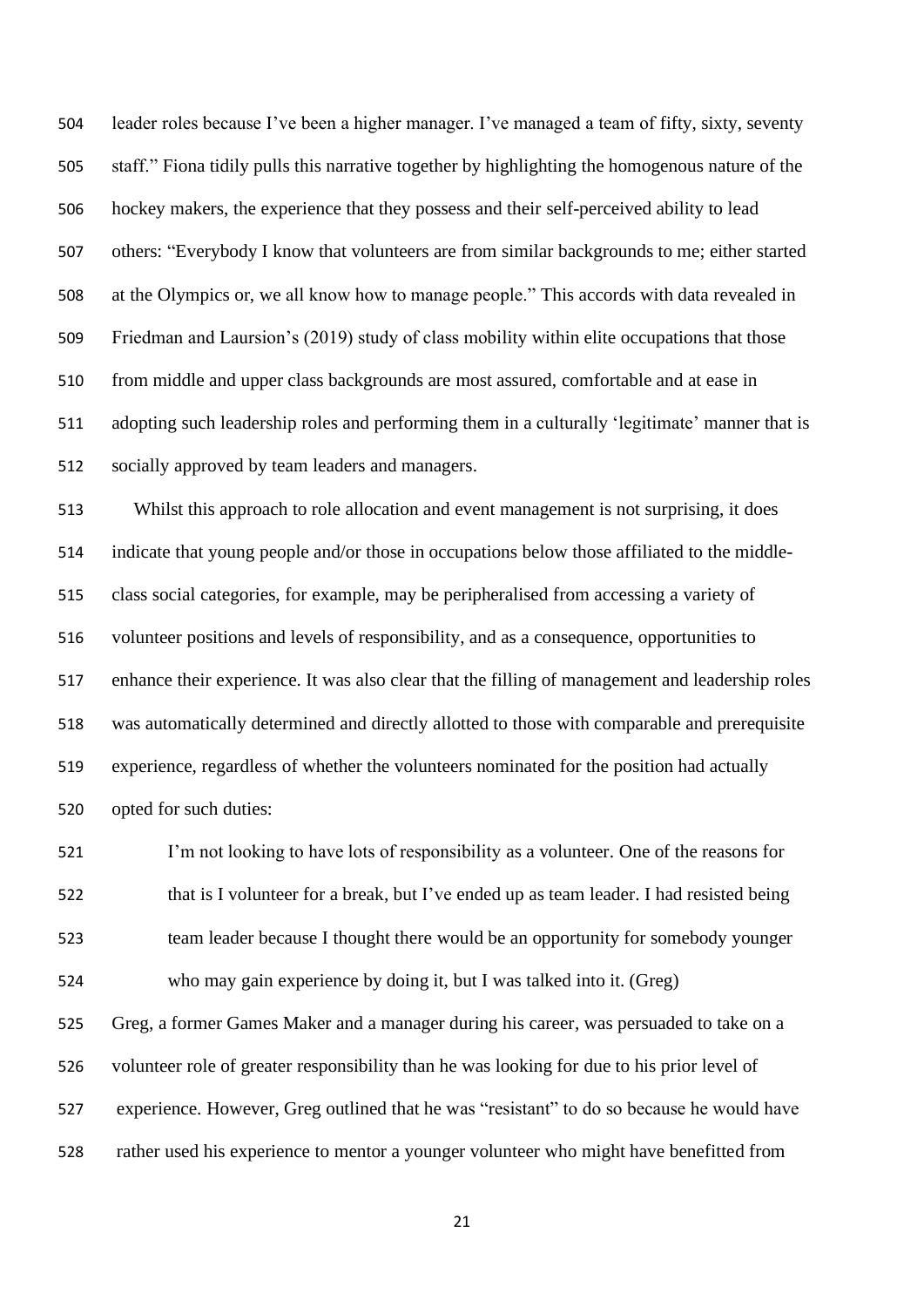leader roles because I've been a higher manager. I've managed a team of fifty, sixty, seventy staff." Fiona tidily pulls this narrative together by highlighting the homogenous nature of the hockey makers, the experience that they possess and their self-perceived ability to lead others: "Everybody I know that volunteers are from similar backgrounds to me; either started at the Olympics or, we all know how to manage people." This accords with data revealed in Friedman and Laursion's (2019) study of class mobility within elite occupations that those from middle and upper class backgrounds are most assured, comfortable and at ease in adopting such leadership roles and performing them in a culturally 'legitimate' manner that is socially approved by team leaders and managers.

Whilst this approach to role allocation and event management is not surprising, it does indicate that young people and/or those in occupations below those affiliated to the middle-class social categories, for example, may be peripheralised from accessing a variety of volunteer positions and levels of responsibility, and as a consequence, opportunities to enhance their experience. It was also clear that the filling of management and leadership roles was automatically determined and directly allotted to those with comparable and prerequisite experience, regardless of whether the volunteers nominated for the position had actually opted for such duties:

> I'm not looking to have lots of responsibility as a volunteer. One of the reasons for that is I volunteer for a break, but I've ended up as team leader. I had resisted being team leader because I thought there would be an opportunity for somebody younger who may gain experience by doing it, but I was talked into it. (Greg)

Greg, a former Games Maker and a manager during his career, was persuaded to take on a volunteer role of greater responsibility than he was looking for due to his prior level of experience. However, Greg outlined that he was "resistant" to do so because he would have rather used his experience to mentor a younger volunteer who might have benefitted from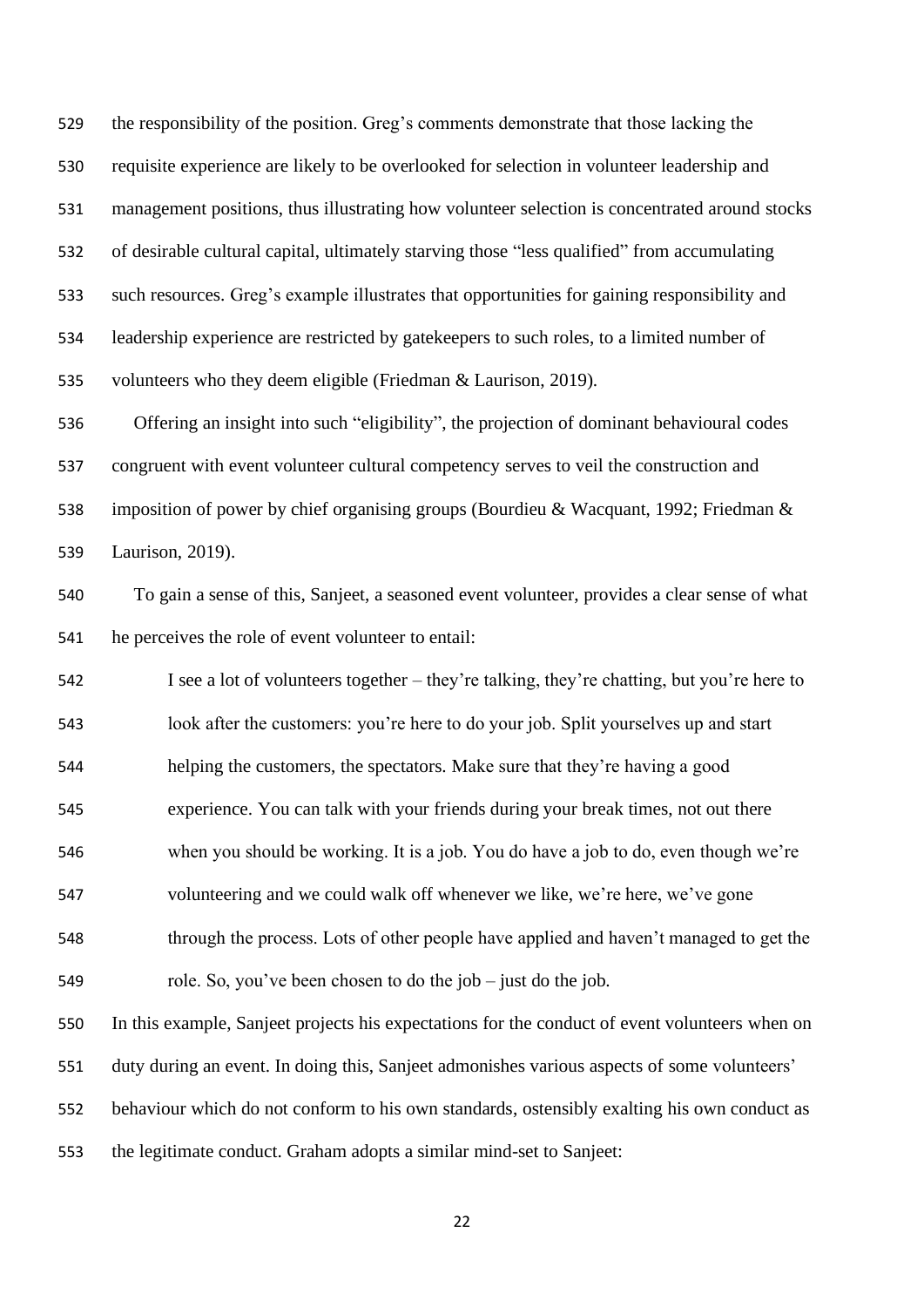the responsibility of the position. Greg's comments demonstrate that those lacking the requisite experience are likely to be overlooked for selection in volunteer leadership and management positions, thus illustrating how volunteer selection is concentrated around stocks of desirable cultural capital, ultimately starving those "less qualified" from accumulating such resources. Greg's example illustrates that opportunities for gaining responsibility and leadership experience are restricted by gatekeepers to such roles, to a limited number of volunteers who they deem eligible (Friedman & Laurison, 2019).

Offering an insight into such "eligibility", the projection of dominant behavioural codes congruent with event volunteer cultural competency serves to veil the construction and imposition of power by chief organising groups (Bourdieu & Wacquant, 1992; Friedman & Laurison, 2019).

To gain a sense of this, Sanjeet, a seasoned event volunteer, provides a clear sense of what he perceives the role of event volunteer to entail:

> I see a lot of volunteers together – they're talking, they're chatting, but you're here to look after the customers: you're here to do your job. Split yourselves up and start helping the customers, the spectators. Make sure that they're having a good experience. You can talk with your friends during your break times, not out there when you should be working. It is a job. You do have a job to do, even though we're volunteering and we could walk off whenever we like, we're here, we've gone through the process. Lots of other people have applied and haven't managed to get the role. So, you've been chosen to do the job – just do the job.

In this example, Sanjeet projects his expectations for the conduct of event volunteers when on duty during an event. In doing this, Sanjeet admonishes various aspects of some volunteers' behaviour which do not conform to his own standards, ostensibly exalting his own conduct as the legitimate conduct. Graham adopts a similar mind-set to Sanjeet: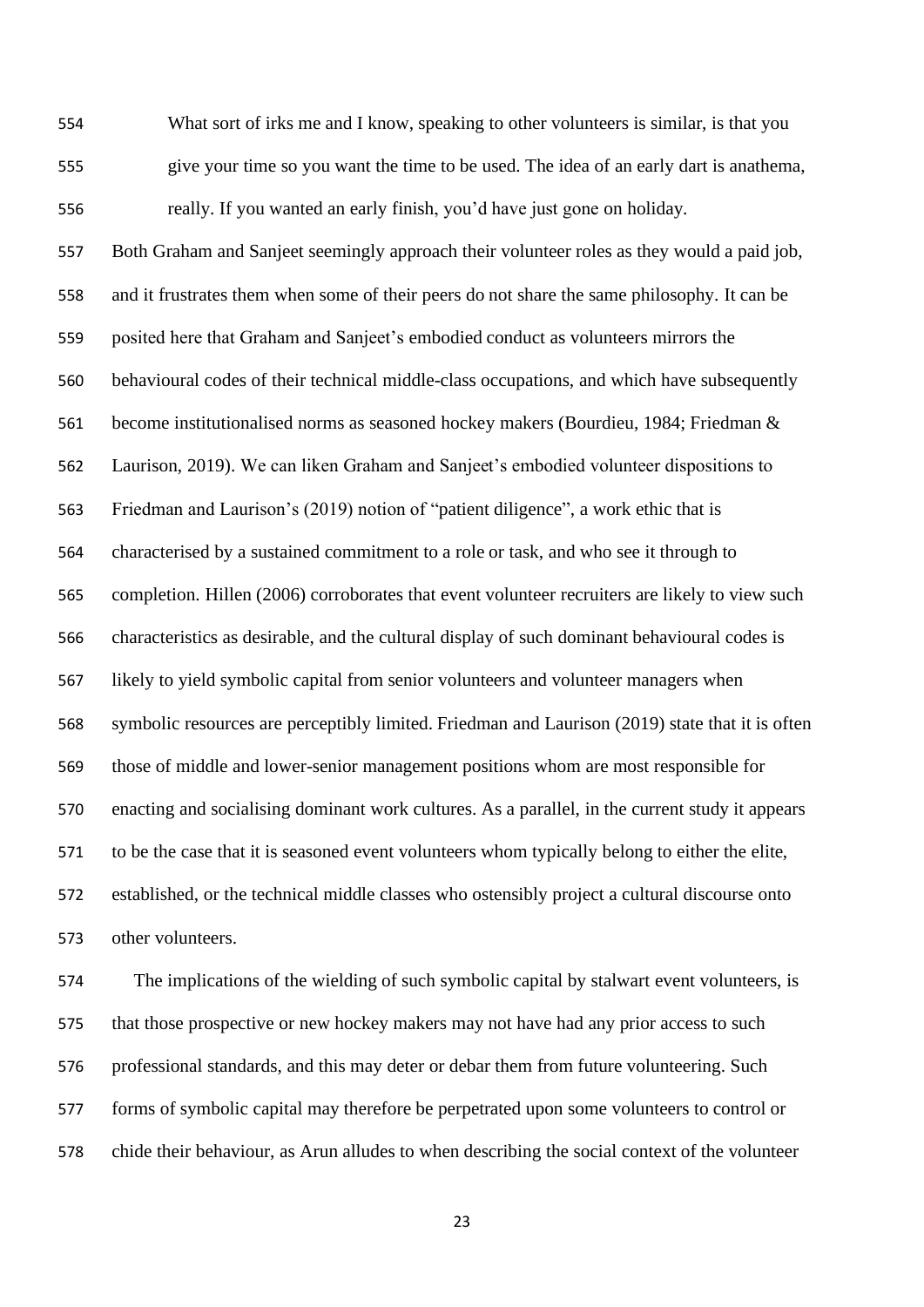> What sort of irks me and I know, speaking to other volunteers is similar, is that you give your time so you want the time to be used. The idea of an early dart is anathema, really. If you wanted an early finish, you'd have just gone on holiday.

Both Graham and Sanjeet seemingly approach their volunteer roles as they would a paid job, and it frustrates them when some of their peers do not share the same philosophy. It can be posited here that Graham and Sanjeet's embodied conduct as volunteers mirrors the behavioural codes of their technical middle-class occupations, and which have subsequently become institutionalised norms as seasoned hockey makers (Bourdieu, 1984; Friedman & Laurison, 2019). We can liken Graham and Sanjeet's embodied volunteer dispositions to Friedman and Laurison's (2019) notion of "patient diligence", a work ethic that is characterised by a sustained commitment to a role or task, and who see it through to completion. Hillen (2006) corroborates that event volunteer recruiters are likely to view such characteristics as desirable, and the cultural display of such dominant behavioural codes is likely to yield symbolic capital from senior volunteers and volunteer managers when symbolic resources are perceptibly limited. Friedman and Laurison (2019) state that it is often those of middle and lower-senior management positions whom are most responsible for enacting and socialising dominant work cultures. As a parallel, in the current study it appears to be the case that it is seasoned event volunteers whom typically belong to either the elite, established, or the technical middle classes who ostensibly project a cultural discourse onto other volunteers.

The implications of the wielding of such symbolic capital by stalwart event volunteers, is that those prospective or new hockey makers may not have had any prior access to such professional standards, and this may deter or debar them from future volunteering. Such forms of symbolic capital may therefore be perpetrated upon some volunteers to control or chide their behaviour, as Arun alludes to when describing the social context of the volunteer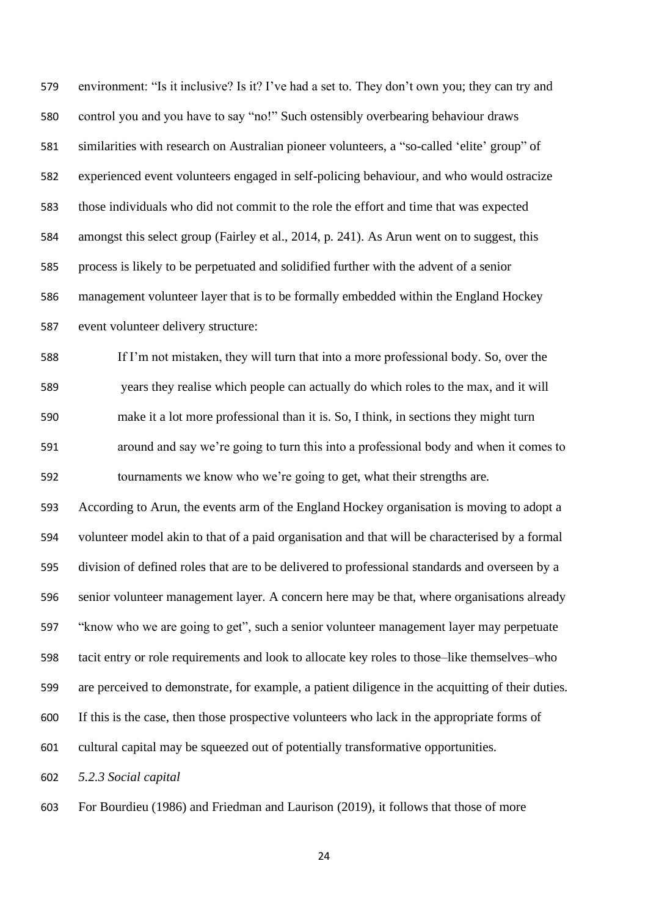environment: "Is it inclusive? Is it? I've had a set to. They don't own you; they can try and control you and you have to say "no!" Such ostensibly overbearing behaviour draws similarities with research on Australian pioneer volunteers, a "so-called 'elite' group" of experienced event volunteers engaged in self-policing behaviour, and who would ostracize those individuals who did not commit to the role the effort and time that was expected amongst this select group (Fairley et al., 2014, p. 241). As Arun went on to suggest, this process is likely to be perpetuated and solidified further with the advent of a senior management volunteer layer that is to be formally embedded within the England Hockey event volunteer delivery structure:

> If I'm not mistaken, they will turn that into a more professional body. So, over the years they realise which people can actually do which roles to the max, and it will make it a lot more professional than it is. So, I think, in sections they might turn around and say we're going to turn this into a professional body and when it comes to tournaments we know who we're going to get, what their strengths are.

According to Arun, the events arm of the England Hockey organisation is moving to adopt a volunteer model akin to that of a paid organisation and that will be characterised by a formal division of defined roles that are to be delivered to professional standards and overseen by a senior volunteer management layer. A concern here may be that, where organisations already "know who we are going to get", such a senior volunteer management layer may perpetuate tacit entry or role requirements and look to allocate key roles to those–like themselves–who are perceived to demonstrate, for example, a patient diligence in the acquitting of their duties. If this is the case, then those prospective volunteers who lack in the appropriate forms of cultural capital may be squeezed out of potentially transformative opportunities.

*5.2.3 Social capital*

For Bourdieu (1986) and Friedman and Laurison (2019), it follows that those of more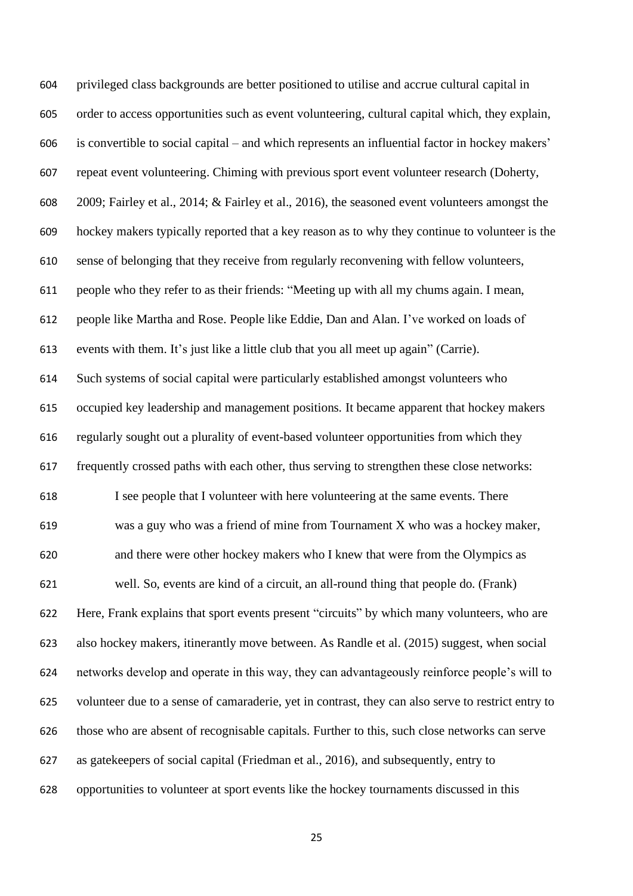privileged class backgrounds are better positioned to utilise and accrue cultural capital in order to access opportunities such as event volunteering, cultural capital which, they explain, is convertible to social capital – and which represents an influential factor in hockey makers' repeat event volunteering. Chiming with previous sport event volunteer research (Doherty, 2009; Fairley et al., 2014; & Fairley et al., 2016), the seasoned event volunteers amongst the hockey makers typically reported that a key reason as to why they continue to volunteer is the sense of belonging that they receive from regularly reconvening with fellow volunteers, people who they refer to as their friends: "Meeting up with all my chums again. I mean, people like Martha and Rose. People like Eddie, Dan and Alan. I've worked on loads of events with them. It's just like a little club that you all meet up again" (Carrie).

Such systems of social capital were particularly established amongst volunteers who occupied key leadership and management positions. It became apparent that hockey makers regularly sought out a plurality of event-based volunteer opportunities from which they frequently crossed paths with each other, thus serving to strengthen these close networks:

> I see people that I volunteer with here volunteering at the same events. There was a guy who was a friend of mine from Tournament X who was a hockey maker, and there were other hockey makers who I knew that were from the Olympics as well. So, events are kind of a circuit, an all-round thing that people do. (Frank)

Here, Frank explains that sport events present "circuits" by which many volunteers, who are also hockey makers, itinerantly move between. As Randle et al. (2015) suggest, when social networks develop and operate in this way, they can advantageously reinforce people's will to volunteer due to a sense of camaraderie, yet in contrast, they can also serve to restrict entry to those who are absent of recognisable capitals. Further to this, such close networks can serve as gatekeepers of social capital (Friedman et al., 2016), and subsequently, entry to opportunities to volunteer at sport events like the hockey tournaments discussed in this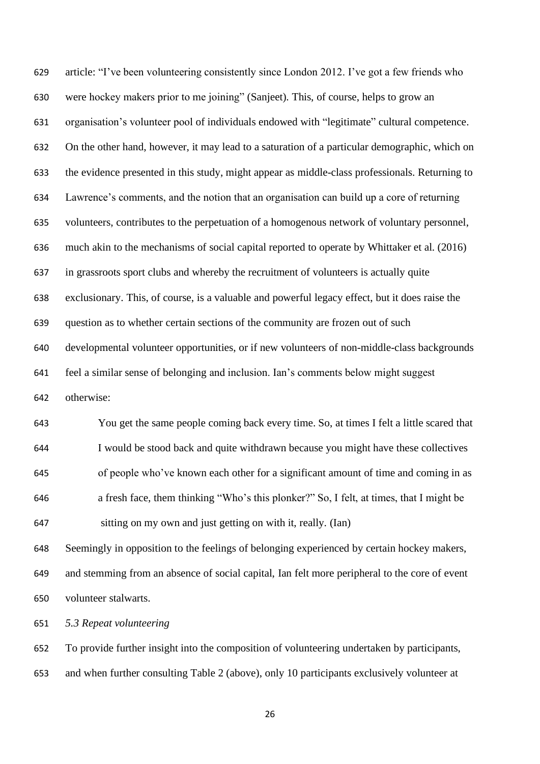article: "I've been volunteering consistently since London 2012. I've got a few friends who were hockey makers prior to me joining" (Sanjeet). This, of course, helps to grow an organisation's volunteer pool of individuals endowed with "legitimate" cultural competence. On the other hand, however, it may lead to a saturation of a particular demographic, which on the evidence presented in this study, might appear as middle-class professionals. Returning to Lawrence's comments, and the notion that an organisation can build up a core of returning volunteers, contributes to the perpetuation of a homogenous network of voluntary personnel, much akin to the mechanisms of social capital reported to operate by Whittaker et al. (2016) in grassroots sport clubs and whereby the recruitment of volunteers is actually quite exclusionary. This, of course, is a valuable and powerful legacy effect, but it does raise the question as to whether certain sections of the community are frozen out of such developmental volunteer opportunities, or if new volunteers of non-middle-class backgrounds feel a similar sense of belonging and inclusion. Ian's comments below might suggest otherwise:

> You get the same people coming back every time. So, at times I felt a little scared that I would be stood back and quite withdrawn because you might have these collectives of people who've known each other for a significant amount of time and coming in as a fresh face, them thinking "Who's this plonker?" So, I felt, at times, that I might be sitting on my own and just getting on with it, really. (Ian)

Seemingly in opposition to the feelings of belonging experienced by certain hockey makers, and stemming from an absence of social capital, Ian felt more peripheral to the core of event volunteer stalwarts.

*5.3 Repeat volunteering*

To provide further insight into the composition of volunteering undertaken by participants, and when further consulting Table 2 (above), only 10 participants exclusively volunteer at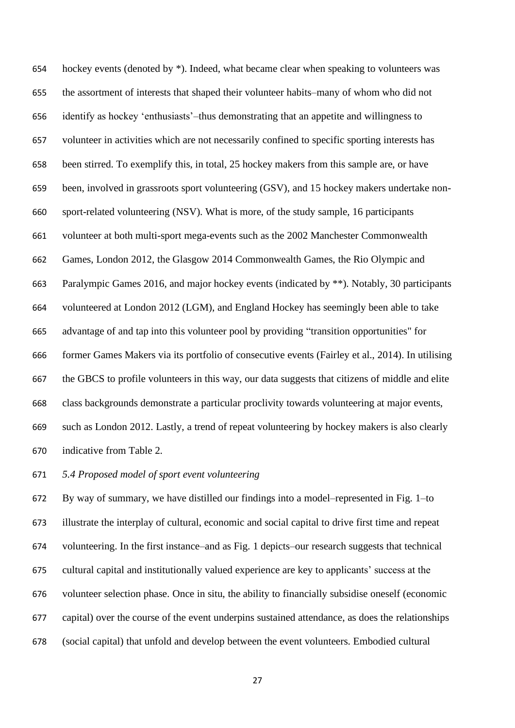hockey events (denoted by *). Indeed, what became clear when speaking to volunteers was the assortment of interests that shaped their volunteer habits–many of whom who did not identify as hockey 'enthusiasts'–thus demonstrating that an appetite and willingness to volunteer in activities which are not necessarily confined to specific sporting interests has been stirred. To exemplify this, in total, 25 hockey makers from this sample are, or have been, involved in grassroots sport volunteering (GSV), and 15 hockey makers undertake non-sport-related volunteering (NSV). What is more, of the study sample, 16 participants volunteer at both multi-sport mega-events such as the 2002 Manchester Commonwealth Games, London 2012, the Glasgow 2014 Commonwealth Games, the Rio Olympic and Paralympic Games 2016, and major hockey events (indicated by **). Notably, 30 participants volunteered at London 2012 (LGM), and England Hockey has seemingly been able to take advantage of and tap into this volunteer pool by providing "transition opportunities" for former Games Makers via its portfolio of consecutive events (Fairley et al., 2014). In utilising the GBCS to profile volunteers in this way, our data suggests that citizens of middle and elite class backgrounds demonstrate a particular proclivity towards volunteering at major events, such as London 2012. Lastly, a trend of repeat volunteering by hockey makers is also clearly indicative from Table 2.

### *5.4 Proposed model of sport event volunteering*

By way of summary, we have distilled our findings into a model–represented in Fig. 1–to illustrate the interplay of cultural, economic and social capital to drive first time and repeat volunteering. In the first instance–and as Fig. 1 depicts–our research suggests that technical cultural capital and institutionally valued experience are key to applicants' success at the volunteer selection phase. Once in situ, the ability to financially subsidise oneself (economic capital) over the course of the event underpins sustained attendance, as does the relationships (social capital) that unfold and develop between the event volunteers. Embodied cultural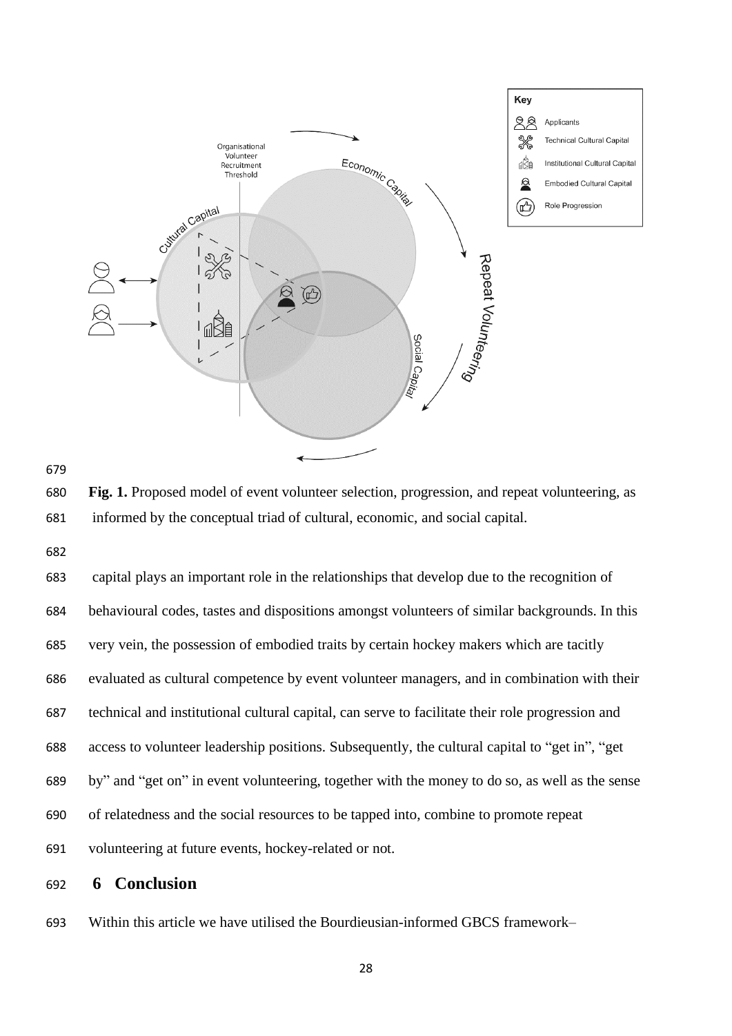Fig. 1. Proposed model of event volunteer selection, progression, and repeat volunteering, as informed by the conceptual triad of cultural, economic, and social capital.

capital plays an important role in the relationships that develop due to the recognition of behavioural codes, tastes and dispositions amongst volunteers of similar backgrounds. In this very vein, the possession of embodied traits by certain hockey makers which are tacitly evaluated as cultural competence by event volunteer managers, and in combination with their technical and institutional cultural capital, can serve to facilitate their role progression and access to volunteer leadership positions. Subsequently, the cultural capital to "get in", "get by" and "get on" in event volunteering, together with the money to do so, as well as the sense of relatedness and the social resources to be tapped into, combine to promote repeat volunteering at future events, hockey-related or not.

## 6 Conclusion

Within this article we have utilised the Bourdieusian-informed GBCS framework–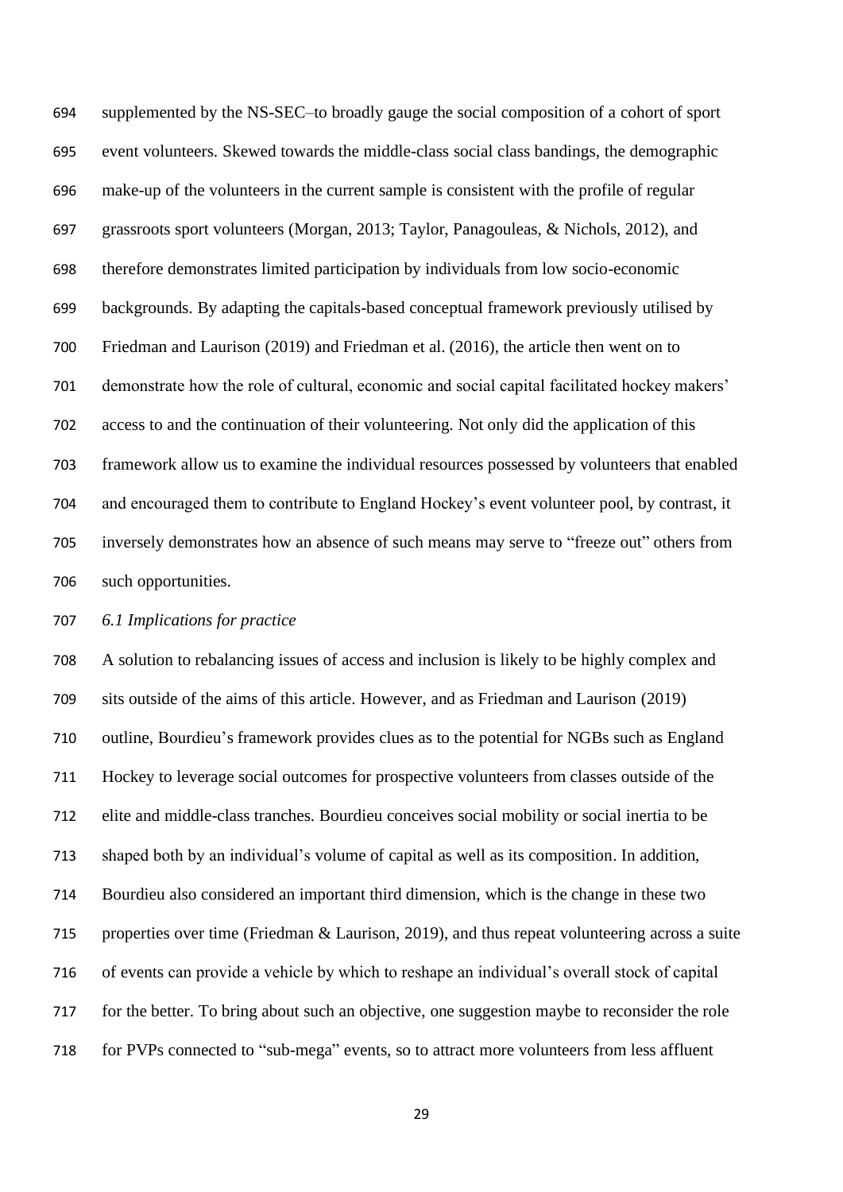supplemented by the NS-SEC–to broadly gauge the social composition of a cohort of sport event volunteers. Skewed towards the middle-class social class bandings, the demographic make-up of the volunteers in the current sample is consistent with the profile of regular grassroots sport volunteers (Morgan, 2013; Taylor, Panagouleas, & Nichols, 2012), and therefore demonstrates limited participation by individuals from low socio-economic backgrounds. By adapting the capitals-based conceptual framework previously utilised by Friedman and Laurison (2019) and Friedman et al. (2016), the article then went on to demonstrate how the role of cultural, economic and social capital facilitated hockey makers' access to and the continuation of their volunteering. Not only did the application of this framework allow us to examine the individual resources possessed by volunteers that enabled and encouraged them to contribute to England Hockey's event volunteer pool, by contrast, it inversely demonstrates how an absence of such means may serve to "freeze out" others from such opportunities.

### *6.1 Implications for practice*

A solution to rebalancing issues of access and inclusion is likely to be highly complex and sits outside of the aims of this article. However, and as Friedman and Laurison (2019) outline, Bourdieu's framework provides clues as to the potential for NGBs such as England Hockey to leverage social outcomes for prospective volunteers from classes outside of the elite and middle-class tranches. Bourdieu conceives social mobility or social inertia to be shaped both by an individual's volume of capital as well as its composition. In addition, Bourdieu also considered an important third dimension, which is the change in these two properties over time (Friedman & Laurison, 2019), and thus repeat volunteering across a suite of events can provide a vehicle by which to reshape an individual's overall stock of capital for the better. To bring about such an objective, one suggestion maybe to reconsider the role for PVPs connected to "sub-mega" events, so to attract more volunteers from less affluent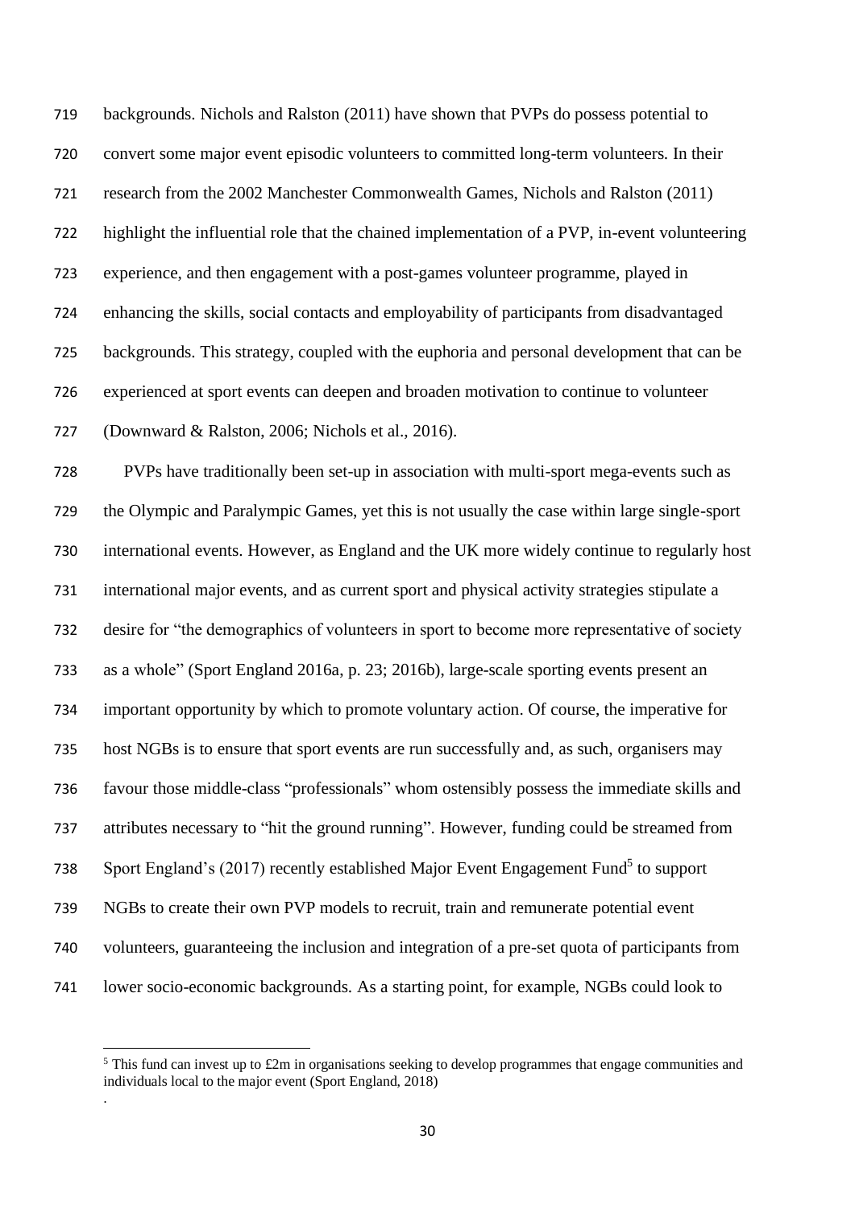backgrounds. Nichols and Ralston (2011) have shown that PVPs do possess potential to convert some major event episodic volunteers to committed long-term volunteers. In their research from the 2002 Manchester Commonwealth Games, Nichols and Ralston (2011) highlight the influential role that the chained implementation of a PVP, in-event volunteering experience, and then engagement with a post-games volunteer programme, played in enhancing the skills, social contacts and employability of participants from disadvantaged backgrounds. This strategy, coupled with the euphoria and personal development that can be experienced at sport events can deepen and broaden motivation to continue to volunteer (Downward & Ralston, 2006; Nichols et al., 2016).

PVPs have traditionally been set-up in association with multi-sport mega-events such as the Olympic and Paralympic Games, yet this is not usually the case within large single-sport international events. However, as England and the UK more widely continue to regularly host international major events, and as current sport and physical activity strategies stipulate a desire for "the demographics of volunteers in sport to become more representative of society as a whole" (Sport England 2016a, p. 23; 2016b), large-scale sporting events present an important opportunity by which to promote voluntary action. Of course, the imperative for host NGBs is to ensure that sport events are run successfully and, as such, organisers may favour those middle-class "professionals" whom ostensibly possess the immediate skills and attributes necessary to "hit the ground running". However, funding could be streamed from Sport England's (2017) recently established Major Event Engagement Fund[5] to support NGBs to create their own PVP models to recruit, train and remunerate potential event volunteers, guaranteeing the inclusion and integration of a pre-set quota of participants from lower socio-economic backgrounds. As a starting point, for example, NGBs could look to

[5] This fund can invest up to £2m in organisations seeking to develop programmes that engage communities and individuals local to the major event (Sport England, 2018)
.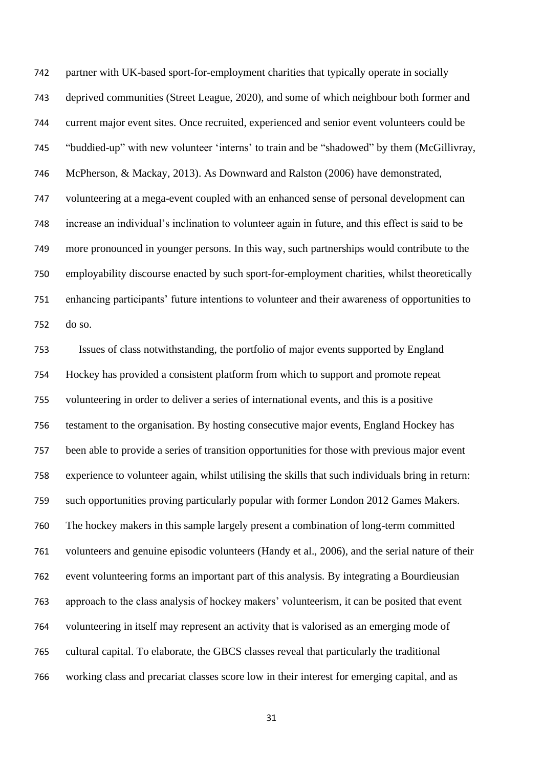partner with UK-based sport-for-employment charities that typically operate in socially deprived communities (Street League, 2020), and some of which neighbour both former and current major event sites. Once recruited, experienced and senior event volunteers could be "buddied-up" with new volunteer 'interns' to train and be "shadowed" by them (McGillivray, McPherson, & Mackay, 2013). As Downward and Ralston (2006) have demonstrated, volunteering at a mega-event coupled with an enhanced sense of personal development can increase an individual's inclination to volunteer again in future, and this effect is said to be more pronounced in younger persons. In this way, such partnerships would contribute to the employability discourse enacted by such sport-for-employment charities, whilst theoretically enhancing participants' future intentions to volunteer and their awareness of opportunities to do so.

Issues of class notwithstanding, the portfolio of major events supported by England Hockey has provided a consistent platform from which to support and promote repeat volunteering in order to deliver a series of international events, and this is a positive testament to the organisation. By hosting consecutive major events, England Hockey has been able to provide a series of transition opportunities for those with previous major event experience to volunteer again, whilst utilising the skills that such individuals bring in return: such opportunities proving particularly popular with former London 2012 Games Makers. The hockey makers in this sample largely present a combination of long-term committed volunteers and genuine episodic volunteers (Handy et al., 2006), and the serial nature of their event volunteering forms an important part of this analysis. By integrating a Bourdieusian approach to the class analysis of hockey makers' volunteerism, it can be posited that event volunteering in itself may represent an activity that is valorised as an emerging mode of cultural capital. To elaborate, the GBCS classes reveal that particularly the traditional working class and precariat classes score low in their interest for emerging capital, and as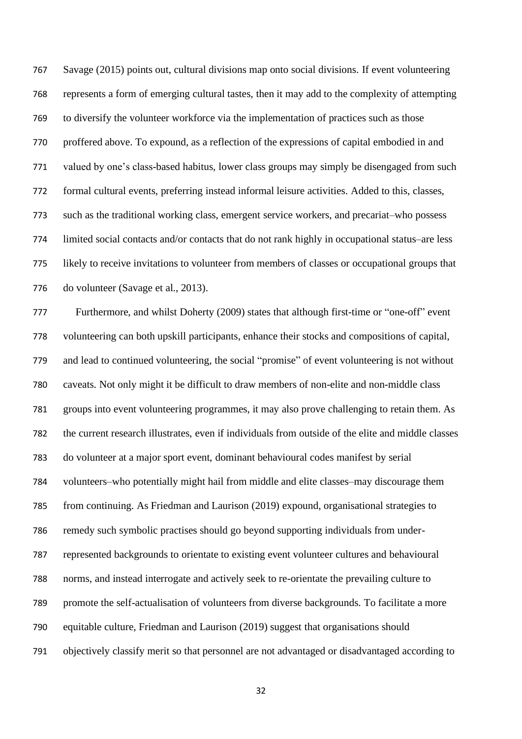Savage (2015) points out, cultural divisions map onto social divisions. If event volunteering represents a form of emerging cultural tastes, then it may add to the complexity of attempting to diversify the volunteer workforce via the implementation of practices such as those proffered above. To expound, as a reflection of the expressions of capital embodied in and valued by one's class-based habitus, lower class groups may simply be disengaged from such formal cultural events, preferring instead informal leisure activities. Added to this, classes, such as the traditional working class, emergent service workers, and precariat–who possess limited social contacts and/or contacts that do not rank highly in occupational status–are less likely to receive invitations to volunteer from members of classes or occupational groups that do volunteer (Savage et al., 2013).

Furthermore, and whilst Doherty (2009) states that although first-time or "one-off" event volunteering can both upskill participants, enhance their stocks and compositions of capital, and lead to continued volunteering, the social "promise" of event volunteering is not without caveats. Not only might it be difficult to draw members of non-elite and non-middle class groups into event volunteering programmes, it may also prove challenging to retain them. As the current research illustrates, even if individuals from outside of the elite and middle classes do volunteer at a major sport event, dominant behavioural codes manifest by serial volunteers–who potentially might hail from middle and elite classes–may discourage them from continuing. As Friedman and Laurison (2019) expound, organisational strategies to remedy such symbolic practises should go beyond supporting individuals from under-represented backgrounds to orientate to existing event volunteer cultures and behavioural norms, and instead interrogate and actively seek to re-orientate the prevailing culture to promote the self-actualisation of volunteers from diverse backgrounds. To facilitate a more equitable culture, Friedman and Laurison (2019) suggest that organisations should objectively classify merit so that personnel are not advantaged or disadvantaged according to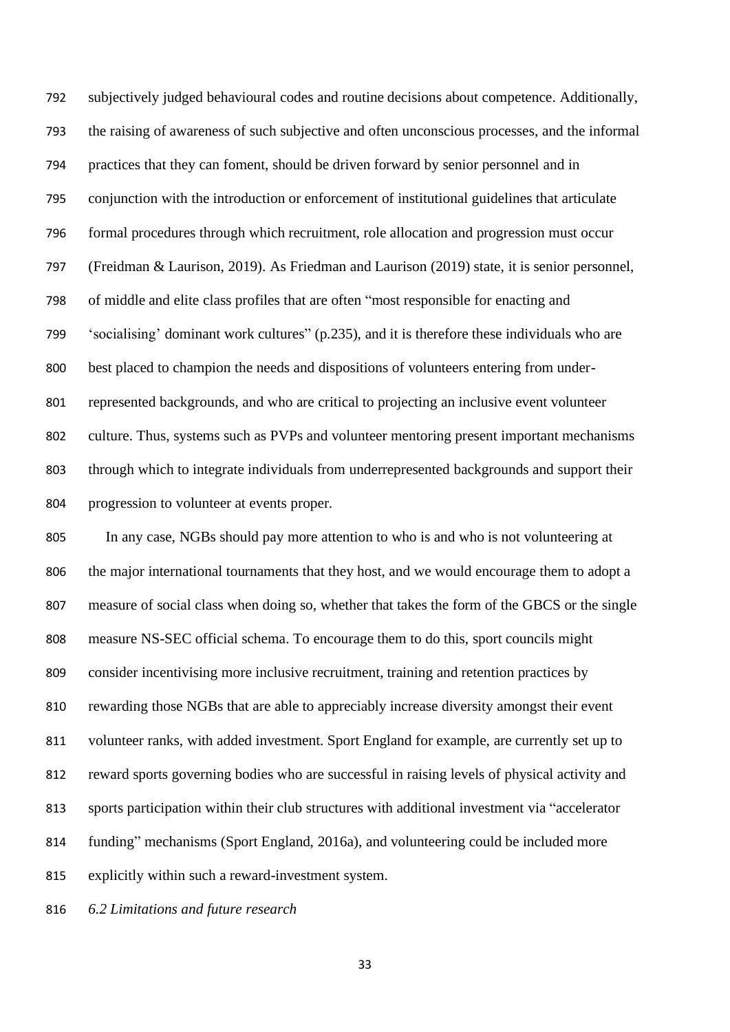subjectively judged behavioural codes and routine decisions about competence. Additionally, the raising of awareness of such subjective and often unconscious processes, and the informal practices that they can foment, should be driven forward by senior personnel and in conjunction with the introduction or enforcement of institutional guidelines that articulate formal procedures through which recruitment, role allocation and progression must occur (Freidman & Laurison, 2019). As Friedman and Laurison (2019) state, it is senior personnel, of middle and elite class profiles that are often "most responsible for enacting and 'socialising' dominant work cultures" (p.235), and it is therefore these individuals who are best placed to champion the needs and dispositions of volunteers entering from under-represented backgrounds, and who are critical to projecting an inclusive event volunteer culture. Thus, systems such as PVPs and volunteer mentoring present important mechanisms through which to integrate individuals from underrepresented backgrounds and support their progression to volunteer at events proper.

In any case, NGBs should pay more attention to who is and who is not volunteering at the major international tournaments that they host, and we would encourage them to adopt a measure of social class when doing so, whether that takes the form of the GBCS or the single measure NS-SEC official schema. To encourage them to do this, sport councils might consider incentivising more inclusive recruitment, training and retention practices by rewarding those NGBs that are able to appreciably increase diversity amongst their event volunteer ranks, with added investment. Sport England for example, are currently set up to reward sports governing bodies who are successful in raising levels of physical activity and sports participation within their club structures with additional investment via "accelerator funding" mechanisms (Sport England, 2016a), and volunteering could be included more explicitly within such a reward-investment system.

### *6.2 Limitations and future research*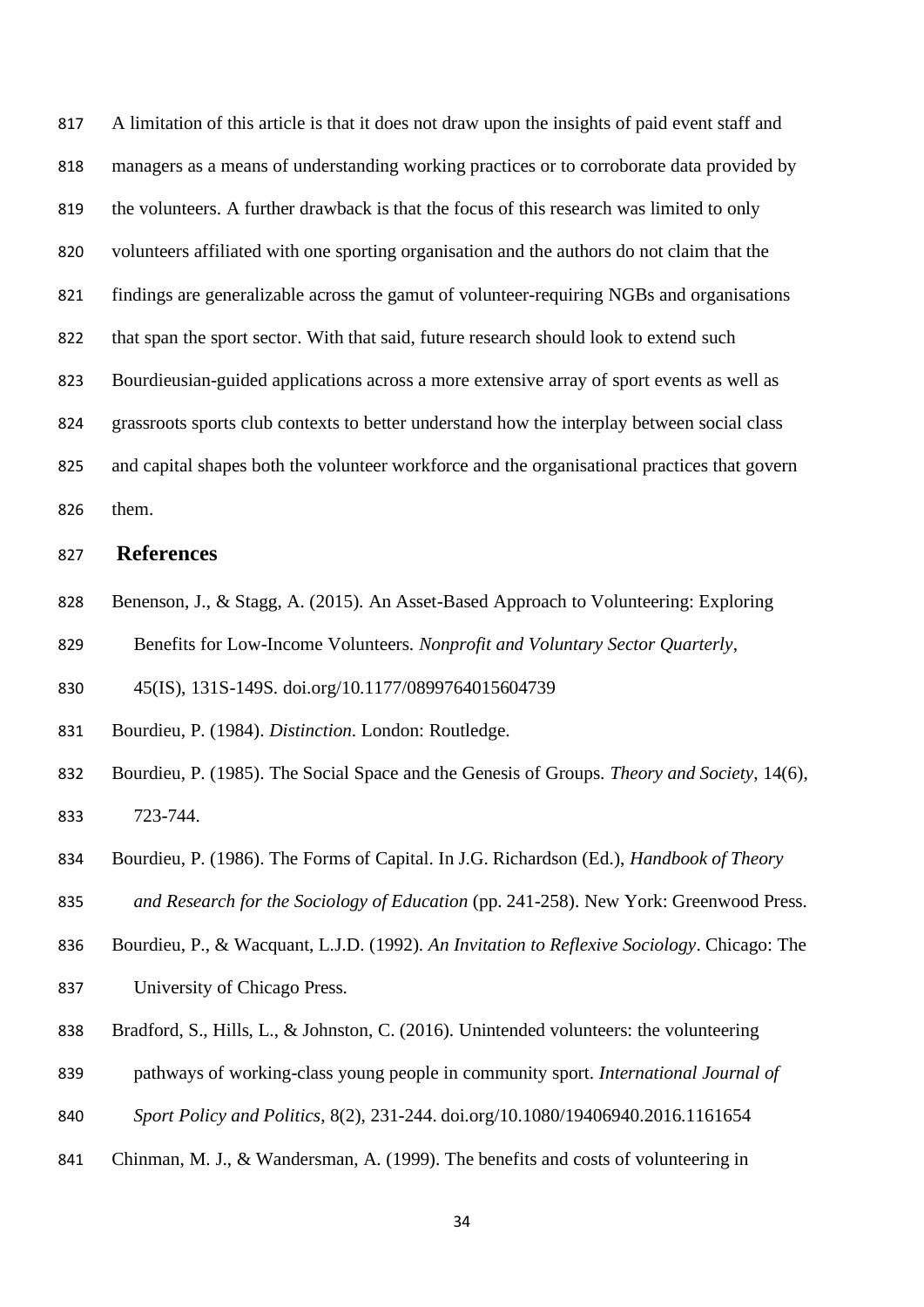A limitation of this article is that it does not draw upon the insights of paid event staff and managers as a means of understanding working practices or to corroborate data provided by the volunteers. A further drawback is that the focus of this research was limited to only volunteers affiliated with one sporting organisation and the authors do not claim that the findings are generalizable across the gamut of volunteer-requiring NGBs and organisations that span the sport sector. With that said, future research should look to extend such Bourdieusian-guided applications across a more extensive array of sport events as well as grassroots sports club contexts to better understand how the interplay between social class and capital shapes both the volunteer workforce and the organisational practices that govern them.

## References

Benenson, J., & Stagg, A. (2015). An Asset-Based Approach to Volunteering: Exploring Benefits for Low-Income Volunteers. *Nonprofit and Voluntary Sector Quarterly*, 45(IS), 131S-149S. doi.org/10.1177/0899764015604739

Bourdieu, P. (1984). *Distinction*. London: Routledge.

Bourdieu, P. (1985). The Social Space and the Genesis of Groups. *Theory and Society*, 14(6), 723-744.

Bourdieu, P. (1986). The Forms of Capital. In J.G. Richardson (Ed.), *Handbook of Theory and Research for the Sociology of Education* (pp. 241-258). New York: Greenwood Press.

Bourdieu, P., & Wacquant, L.J.D. (1992). *An Invitation to Reflexive Sociology*. Chicago: The University of Chicago Press.

Bradford, S., Hills, L., & Johnston, C. (2016). Unintended volunteers: the volunteering pathways of working-class young people in community sport. *International Journal of Sport Policy and Politics*, 8(2), 231-244. doi.org/10.1080/19406940.2016.1161654

Chinman, M. J., & Wandersman, A. (1999). The benefits and costs of volunteering in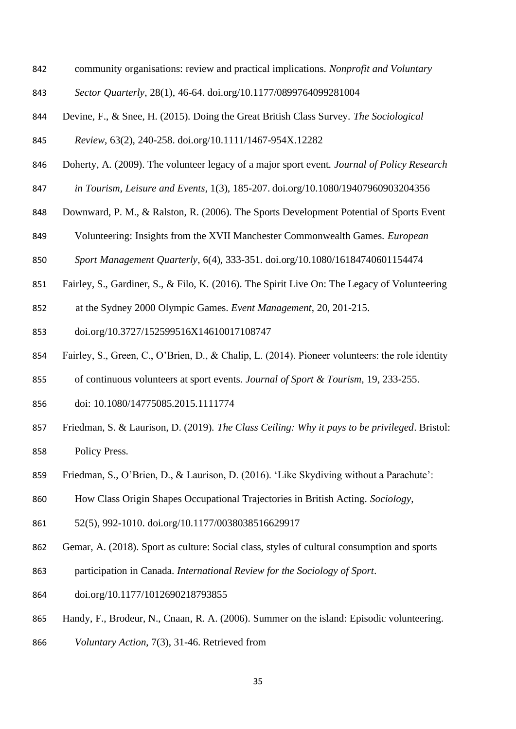community organisations: review and practical implications. *Nonprofit and Voluntary Sector Quarterly*, 28(1), 46-64. doi.org/10.1177/0899764099281004

Devine, F., & Snee, H. (2015). Doing the Great British Class Survey. *The Sociological Review*, 63(2), 240-258. doi.org/10.1111/1467-954X.12282

Doherty, A. (2009). The volunteer legacy of a major sport event. *Journal of Policy Research in Tourism, Leisure and Events*, 1(3), 185-207. doi.org/10.1080/19407960903204356

Downward, P. M., & Ralston, R. (2006). The Sports Development Potential of Sports Event Volunteering: Insights from the XVII Manchester Commonwealth Games. *European Sport Management Quarterly*, 6(4), 333-351. doi.org/10.1080/16184740601154474

Fairley, S., Gardiner, S., & Filo, K. (2016). The Spirit Live On: The Legacy of Volunteering at the Sydney 2000 Olympic Games. *Event Management*, 20, 201-215. doi.org/10.3727/152599516X14610017108747

Fairley, S., Green, C., O'Brien, D., & Chalip, L. (2014). Pioneer volunteers: the role identity of continuous volunteers at sport events. *Journal of Sport & Tourism*, 19, 233-255. doi: 10.1080/14775085.2015.1111774

Friedman, S. & Laurison, D. (2019). *The Class Ceiling: Why it pays to be privileged*. Bristol: Policy Press.

Friedman, S., O'Brien, D., & Laurison, D. (2016). 'Like Skydiving without a Parachute': How Class Origin Shapes Occupational Trajectories in British Acting. *Sociology*, 52(5), 992-1010. doi.org/10.1177/0038038516629917

Gemar, A. (2018). Sport as culture: Social class, styles of cultural consumption and sports participation in Canada. *International Review for the Sociology of Sport*. doi.org/10.1177/1012690218793855

Handy, F., Brodeur, N., Cnaan, R. A. (2006). Summer on the island: Episodic volunteering. *Voluntary Action*, 7(3), 31-46. Retrieved from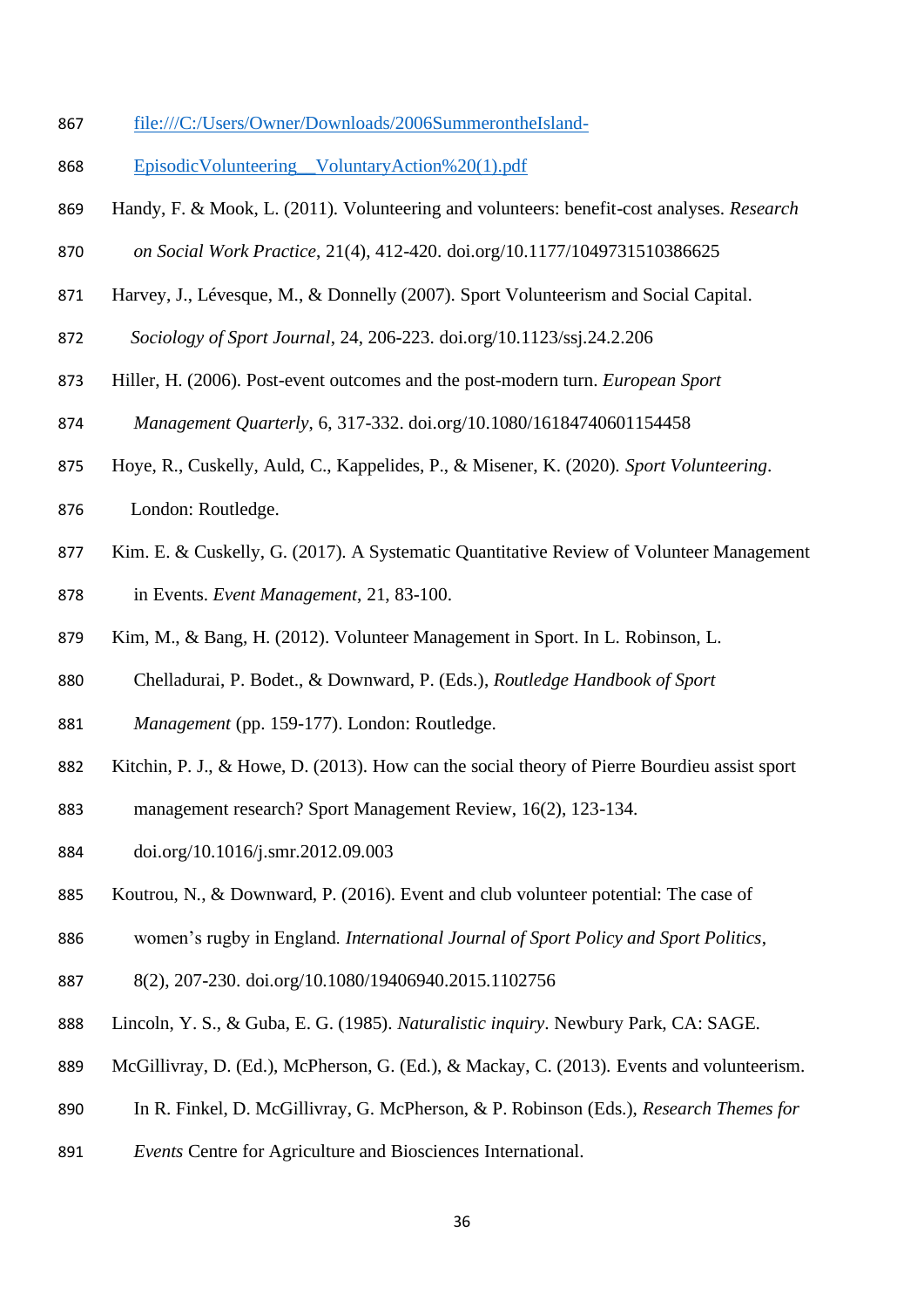file:///C:/Users/Owner/Downloads/2006SummerontheIsland-EpisodicVolunteering__VoluntaryAction%20(1).pdf

Handy, F. & Mook, L. (2011). Volunteering and volunteers: benefit-cost analyses. *Research on Social Work Practice*, 21(4), 412-420. doi.org/10.1177/1049731510386625

Harvey, J., Lévesque, M., & Donnelly (2007). Sport Volunteerism and Social Capital. *Sociology of Sport Journal*, 24, 206-223. doi.org/10.1123/ssj.24.2.206

Hiller, H. (2006). Post-event outcomes and the post-modern turn. *European Sport Management Quarterly*, 6, 317-332. doi.org/10.1080/16184740601154458

Hoye, R., Cuskelly, Auld, C., Kappelides, P., & Misener, K. (2020). *Sport Volunteering*. London: Routledge.

Kim. E. & Cuskelly, G. (2017). A Systematic Quantitative Review of Volunteer Management in Events. *Event Management*, 21, 83-100.

Kim, M., & Bang, H. (2012). Volunteer Management in Sport. In L. Robinson, L. Chelladurai, P. Bodet., & Downward, P. (Eds.), *Routledge Handbook of Sport Management* (pp. 159-177). London: Routledge.

Kitchin, P. J., & Howe, D. (2013). How can the social theory of Pierre Bourdieu assist sport management research? Sport Management Review, 16(2), 123-134. doi.org/10.1016/j.smr.2012.09.003

Koutrou, N., & Downward, P. (2016). Event and club volunteer potential: The case of women's rugby in England. *International Journal of Sport Policy and Sport Politics*, 8(2), 207-230. doi.org/10.1080/19406940.2015.1102756

Lincoln, Y. S., & Guba, E. G. (1985). *Naturalistic inquiry*. Newbury Park, CA: SAGE.

McGillivray, D. (Ed.), McPherson, G. (Ed.), & Mackay, C. (2013). Events and volunteerism. In R. Finkel, D. McGillivray, G. McPherson, & P. Robinson (Eds.), *Research Themes for Events* Centre for Agriculture and Biosciences International.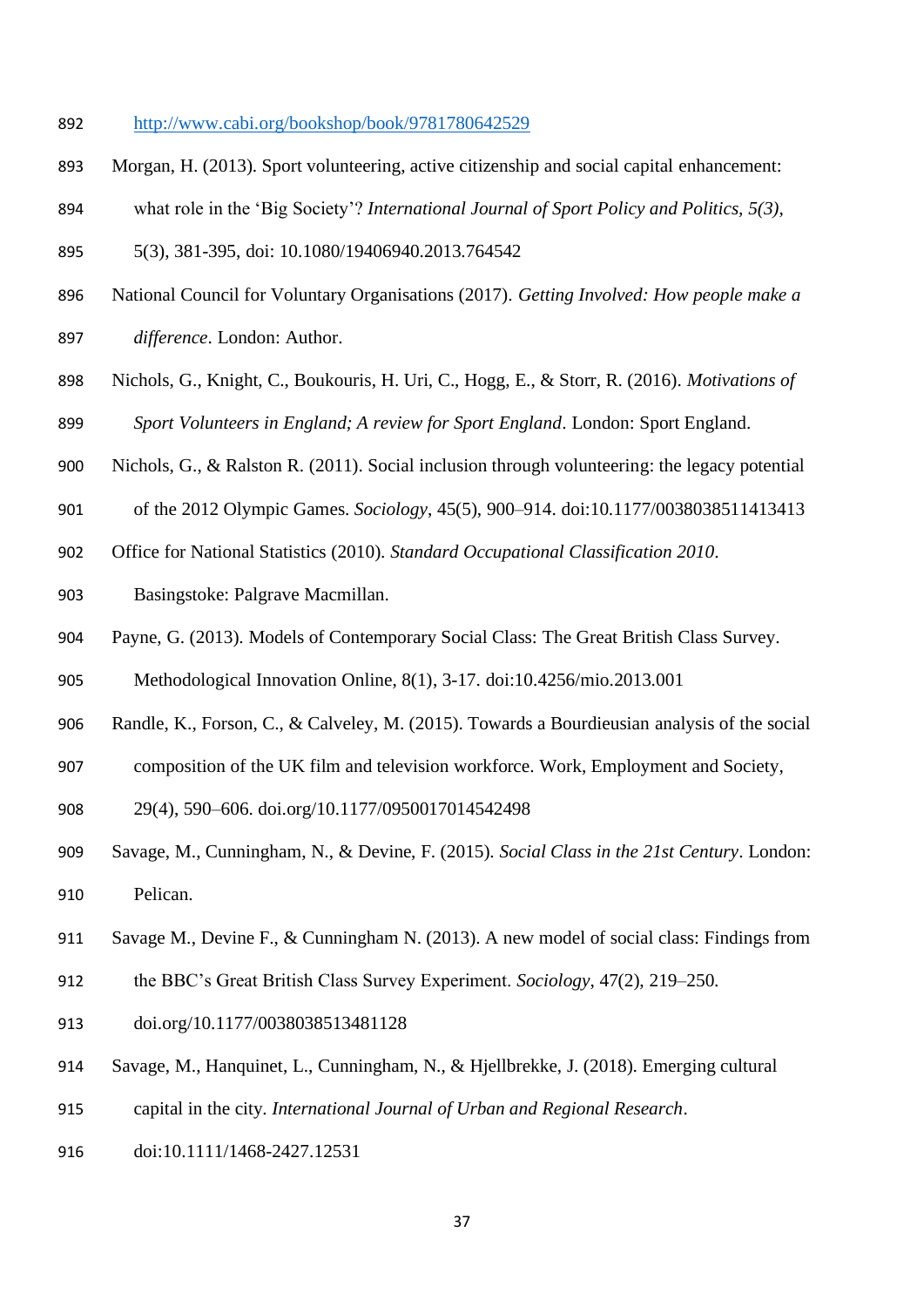http://www.cabi.org/bookshop/book/9781780642529

Morgan, H. (2013). Sport volunteering, active citizenship and social capital enhancement: what role in the 'Big Society'? *International Journal of Sport Policy and Politics, 5(3)*, 5(3), 381-395, doi: 10.1080/19406940.2013.764542

National Council for Voluntary Organisations (2017). *Getting Involved: How people make a difference*. London: Author.

Nichols, G., Knight, C., Boukouris, H. Uri, C., Hogg, E., & Storr, R. (2016). *Motivations of Sport Volunteers in England; A review for Sport England*. London: Sport England.

Nichols, G., & Ralston R. (2011). Social inclusion through volunteering: the legacy potential of the 2012 Olympic Games. *Sociology*, 45(5), 900–914. doi:10.1177/0038038511413413

Office for National Statistics (2010). *Standard Occupational Classification 2010*. Basingstoke: Palgrave Macmillan.

Payne, G. (2013). Models of Contemporary Social Class: The Great British Class Survey. Methodological Innovation Online, 8(1), 3-17. doi:10.4256/mio.2013.001

Randle, K., Forson, C., & Calveley, M. (2015). Towards a Bourdieusian analysis of the social composition of the UK film and television workforce. Work, Employment and Society, 29(4), 590–606. doi.org/10.1177/0950017014542498

Savage, M., Cunningham, N., & Devine, F. (2015). *Social Class in the 21st Century*. London: Pelican.

Savage M., Devine F., & Cunningham N. (2013). A new model of social class: Findings from the BBC's Great British Class Survey Experiment. *Sociology*, 47(2), 219–250. doi.org/10.1177/0038038513481128

Savage, M., Hanquinet, L., Cunningham, N., & Hjellbrekke, J. (2018). Emerging cultural capital in the city. *International Journal of Urban and Regional Research*. doi:10.1111/1468-2427.12531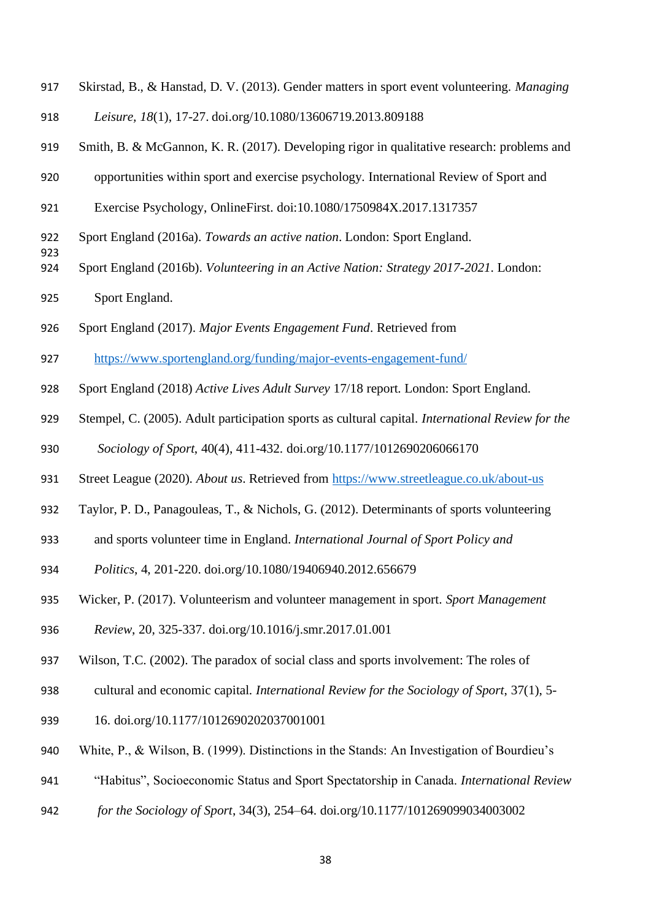Skirstad, B., & Hanstad, D. V. (2013). Gender matters in sport event volunteering. *Managing Leisure*, *18*(1), 17-27. doi.org/10.1080/13606719.2013.809188

Smith, B. & McGannon, K. R. (2017). Developing rigor in qualitative research: problems and opportunities within sport and exercise psychology. International Review of Sport and Exercise Psychology, OnlineFirst. doi:10.1080/1750984X.2017.1317357

Sport England (2016a). *Towards an active nation*. London: Sport England.

Sport England (2016b). *Volunteering in an Active Nation: Strategy 2017-2021*. London: Sport England.

Sport England (2017). *Major Events Engagement Fund*. Retrieved from https://www.sportengland.org/funding/major-events-engagement-fund/

Sport England (2018) *Active Lives Adult Survey* 17/18 report. London: Sport England.

Stempel, C. (2005). Adult participation sports as cultural capital. *International Review for the Sociology of Sport*, 40(4), 411-432. doi.org/10.1177/1012690206066170

Street League (2020). *About us*. Retrieved from https://www.streetleague.co.uk/about-us

Taylor, P. D., Panagouleas, T., & Nichols, G. (2012). Determinants of sports volunteering and sports volunteer time in England. *International Journal of Sport Policy and Politics*, 4, 201-220. doi.org/10.1080/19406940.2012.656679

Wicker, P. (2017). Volunteerism and volunteer management in sport. *Sport Management Review*, 20, 325-337. doi.org/10.1016/j.smr.2017.01.001

Wilson, T.C. (2002). The paradox of social class and sports involvement: The roles of cultural and economic capital. *International Review for the Sociology of Sport*, 37(1), 5-16. doi.org/10.1177/1012690202037001001

White, P., & Wilson, B. (1999). Distinctions in the Stands: An Investigation of Bourdieu's "Habitus", Socioeconomic Status and Sport Spectatorship in Canada. *International Review for the Sociology of Sport*, 34(3), 254–64. doi.org/10.1177/101269099034003002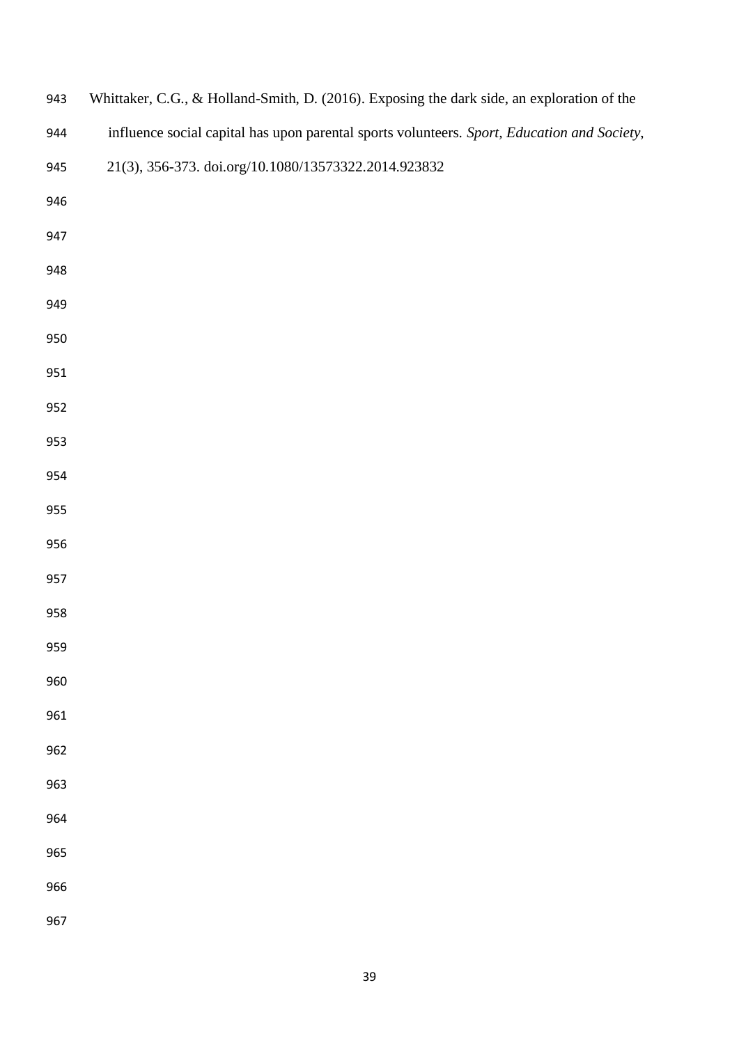Whittaker, C.G., & Holland-Smith, D. (2016). Exposing the dark side, an exploration of the influence social capital has upon parental sports volunteers. *Sport, Education and Society*, 21(3), 356-373. doi.org/10.1080/13573322.2014.923832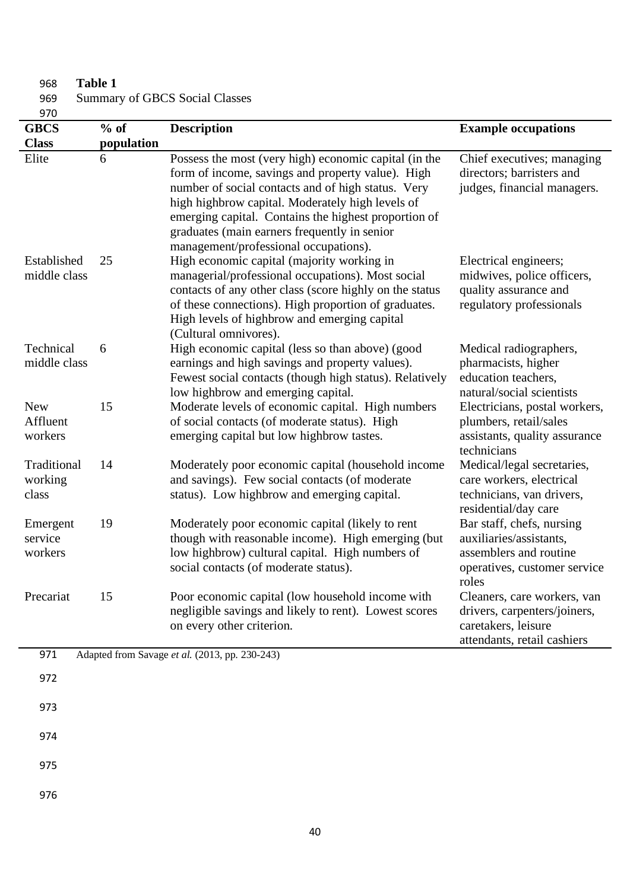**Table 1**

Summary of GBCS Social Classes

| GBCS Class | % of population | Description | Example occupations |
|---|---|---|---|
| Elite | 6 | Possess the most (very high) economic capital (in the form of income, savings and property value). High number of social contacts and of high status. Very high highbrow capital. Moderately high levels of emerging capital. Contains the highest proportion of graduates (main earners frequently in senior management/professional occupations). | Chief executives; managing directors; barristers and judges, financial managers. |
| Established middle class | 25 | High economic capital (majority working in managerial/professional occupations). Most social contacts of any other class (score highly on the status of these connections). High proportion of graduates. High levels of highbrow and emerging capital (Cultural omnivores). | Electrical engineers; midwives, police officers, quality assurance and regulatory professionals |
| Technical middle class | 6 | High economic capital (less so than above) (good earnings and high savings and property values). Fewest social contacts (though high status). Relatively low highbrow and emerging capital. | Medical radiographers, pharmacists, higher education teachers, natural/social scientists |
| New Affluent workers | 15 | Moderate levels of economic capital. High numbers of social contacts (of moderate status). High emerging capital but low highbrow tastes. | Electricians, postal workers, plumbers, retail/sales assistants, quality assurance technicians |
| Traditional working class | 14 | Moderately poor economic capital (household income and savings). Few social contacts (of moderate status). Low highbrow and emerging capital. | Medical/legal secretaries, care workers, electrical technicians, van drivers, residential/day care |
| Emergent service workers | 19 | Moderately poor economic capital (likely to rent though with reasonable income). High emerging (but low highbrow) cultural capital. High numbers of social contacts (of moderate status). | Bar staff, chefs, nursing auxiliaries/assistants, assemblers and routine operatives, customer service roles |
| Precariat | 15 | Poor economic capital (low household income with negligible savings and likely to rent). Lowest scores on every other criterion. | Cleaners, care workers, van drivers, carpenters/joiners, caretakers, leisure attendants, retail cashiers |

Adapted from Savage *et al.* (2013, pp. 230-243)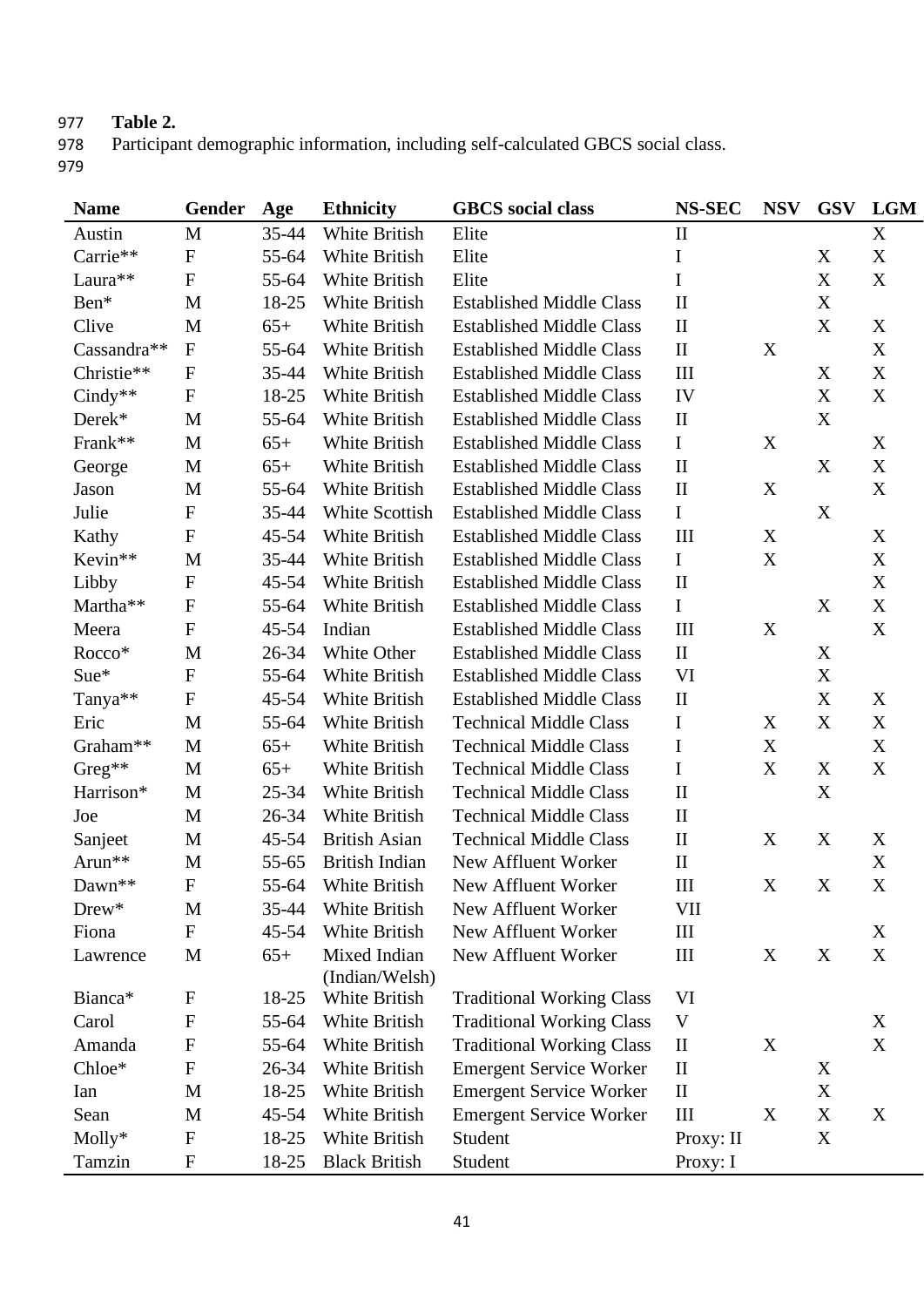**Table 2.**

Participant demographic information, including self-calculated GBCS social class.

| Name | Gender | Age | Ethnicity | GBCS social class | NS-SEC | NSV | GSV | LGM |
|---|---|---|---|---|---|---|---|---|
| Austin | M | 35-44 | White British | Elite | II | | | X |
| Carrie** | F | 55-64 | White British | Elite | I | | X | X |
| Laura** | F | 55-64 | White British | Elite | I | | X | X |
| Ben* | M | 18-25 | White British | Established Middle Class | II | | X | |
| Clive | M | 65+ | White British | Established Middle Class | II | | X | X |
| Cassandra** | F | 55-64 | White British | Established Middle Class | II | X | | X |
| Christie** | F | 35-44 | White British | Established Middle Class | III | | X | X |
| Cindy** | F | 18-25 | White British | Established Middle Class | IV | | X | X |
| Derek* | M | 55-64 | White British | Established Middle Class | II | | X | |
| Frank** | M | 65+ | White British | Established Middle Class | I | X | | X |
| George | M | 65+ | White British | Established Middle Class | II | | X | X |
| Jason | M | 55-64 | White British | Established Middle Class | II | X | | X |
| Julie | F | 35-44 | White Scottish | Established Middle Class | I | | X | |
| Kathy | F | 45-54 | White British | Established Middle Class | III | X | | X |
| Kevin** | M | 35-44 | White British | Established Middle Class | I | X | | X |
| Libby | F | 45-54 | White British | Established Middle Class | II | | | X |
| Martha** | F | 55-64 | White British | Established Middle Class | I | | X | X |
| Meera | F | 45-54 | Indian | Established Middle Class | III | X | | X |
| Rocco* | M | 26-34 | White Other | Established Middle Class | II | | X | |
| Sue* | F | 55-64 | White British | Established Middle Class | VI | | X | |
| Tanya** | F | 45-54 | White British | Established Middle Class | II | | X | X |
| Eric | M | 55-64 | White British | Technical Middle Class | I | X | X | X |
| Graham** | M | 65+ | White British | Technical Middle Class | I | X | | X |
| Greg** | M | 65+ | White British | Technical Middle Class | I | X | X | X |
| Harrison* | M | 25-34 | White British | Technical Middle Class | II | | X | |
| Joe | M | 26-34 | White British | Technical Middle Class | II | | | |
| Sanjeet | M | 45-54 | British Asian | Technical Middle Class | II | X | X | X |
| Arun** | M | 55-65 | British Indian | New Affluent Worker | II | | | X |
| Dawn** | F | 55-64 | White British | New Affluent Worker | III | X | X | X |
| Drew* | M | 35-44 | White British | New Affluent Worker | VII | | | |
| Fiona | F | 45-54 | White British | New Affluent Worker | III | | | X |
| Lawrence | M | 65+ | Mixed Indian (Indian/Welsh) | New Affluent Worker | III | X | X | X |
| Bianca* | F | 18-25 | White British | Traditional Working Class | VI | | | |
| Carol | F | 55-64 | White British | Traditional Working Class | V | | | X |
| Amanda | F | 55-64 | White British | Traditional Working Class | II | X | | X |
| Chloe* | F | 26-34 | White British | Emergent Service Worker | II | | X | |
| Ian | M | 18-25 | White British | Emergent Service Worker | II | | X | |
| Sean | M | 45-54 | White British | Emergent Service Worker | III | X | X | X |
| Molly* | F | 18-25 | White British | Student | Proxy: II | | X | |
| Tamzin | F | 18-25 | Black British | Student | Proxy: I | | | |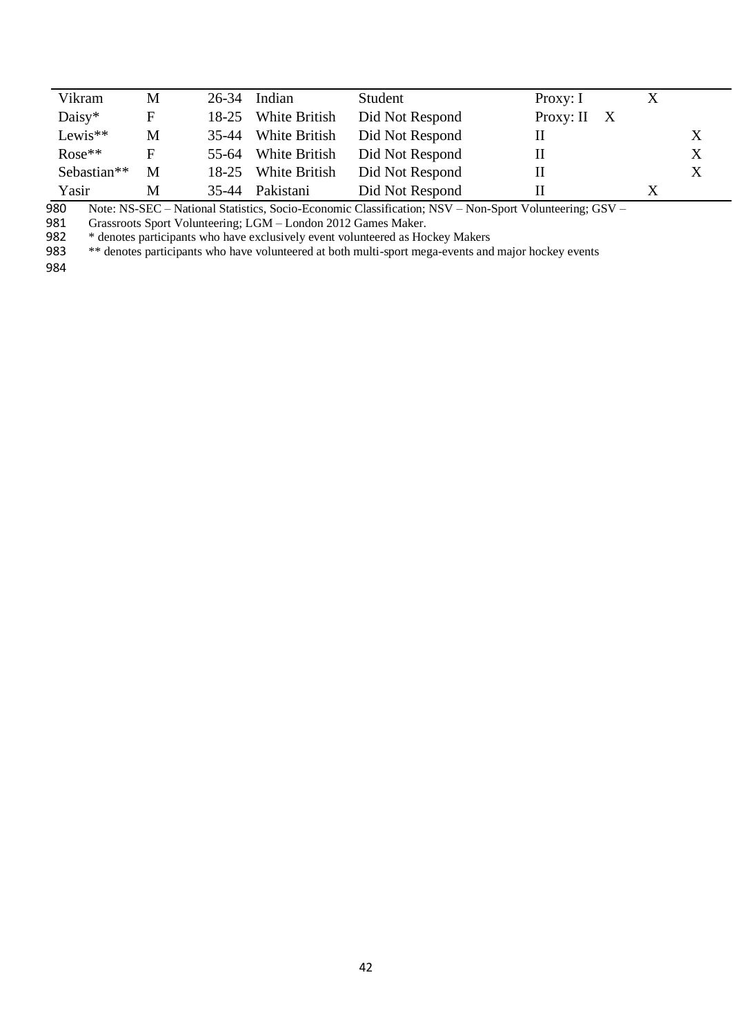| | | | | | | | | |
|---|---|---|---|---|---|---|---|---|
| Vikram | M | 26-34 | Indian | Student | Proxy: I | | X | |
| Daisy* | F | 18-25 | White British | Did Not Respond | Proxy: II | X | | |
| Lewis** | M | 35-44 | White British | Did Not Respond | II | | | X |
| Rose** | F | 55-64 | White British | Did Not Respond | II | | | X |
| Sebastian** | M | 18-25 | White British | Did Not Respond | II | | | X |
| Yasir | M | 35-44 | Pakistani | Did Not Respond | II | | X | |

Note: NS-SEC – National Statistics, Socio-Economic Classification; NSV – Non-Sport Volunteering; GSV – Grassroots Sport Volunteering; LGM – London 2012 Games Maker.

* denotes participants who have exclusively event volunteered as Hockey Makers

** denotes participants who have volunteered at both multi-sport mega-events and major hockey events